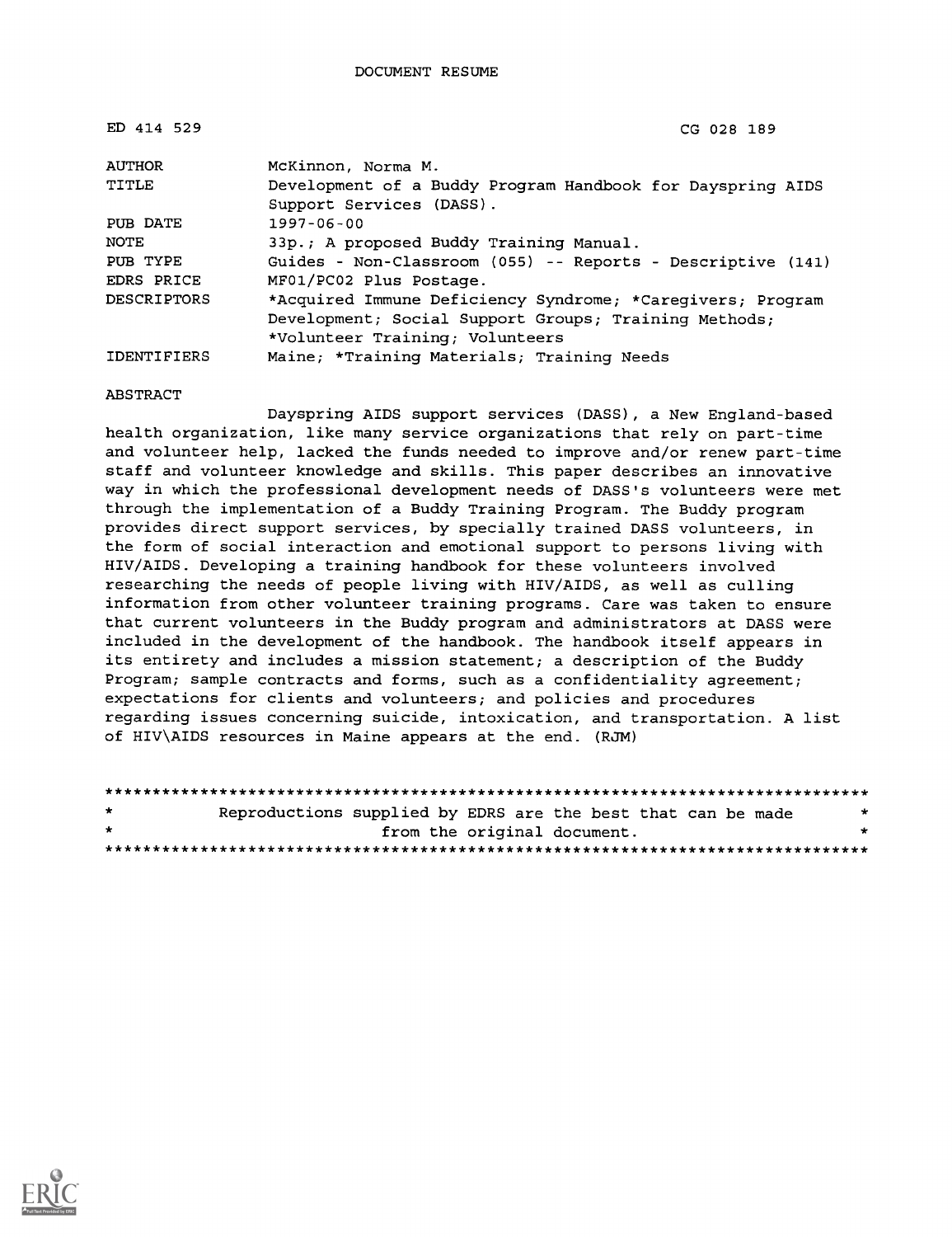DOCUMENT RESUME

| | |
|---|---|
| ED 414 529 | CG 028 189 |
| AUTHOR | McKinnon, Norma M. |
| TITLE | Development of a Buddy Program Handbook for Dayspring AIDS Support Services (DASS). |
| PUB DATE | 1997-06-00 |
| NOTE | 33p.; A proposed Buddy Training Manual. |
| PUB TYPE | Guides - Non-Classroom (055) -- Reports - Descriptive (141) |
| EDRS PRICE | MF01/PC02 Plus Postage. |
| DESCRIPTORS | *Acquired Immune Deficiency Syndrome; *Caregivers; Program Development; Social Support Groups; Training Methods; *Volunteer Training; Volunteers |
| IDENTIFIERS | Maine; *Training Materials; Training Needs |

ABSTRACT

Dayspring AIDS support services (DASS), a New England-based health organization, like many service organizations that rely on part-time and volunteer help, lacked the funds needed to improve and/or renew part-time staff and volunteer knowledge and skills. This paper describes an innovative way in which the professional development needs of DASS's volunteers were met through the implementation of a Buddy Training Program. The Buddy program provides direct support services, by specially trained DASS volunteers, in the form of social interaction and emotional support to persons living with HIV/AIDS. Developing a training handbook for these volunteers involved researching the needs of people living with HIV/AIDS, as well as culling information from other volunteer training programs. Care was taken to ensure that current volunteers in the Buddy program and administrators at DASS were included in the development of the handbook. The handbook itself appears in its entirety and includes a mission statement; a description of the Buddy Program; sample contracts and forms, such as a confidentiality agreement; expectations for clients and volunteers; and policies and procedures regarding issues concerning suicide, intoxication, and transportation. A list of HIV\AIDS resources in Maine appears at the end. (RJM)

********************************************************************************
* Reproductions supplied by EDRS are the best that can be made *
* from the original document. *
********************************************************************************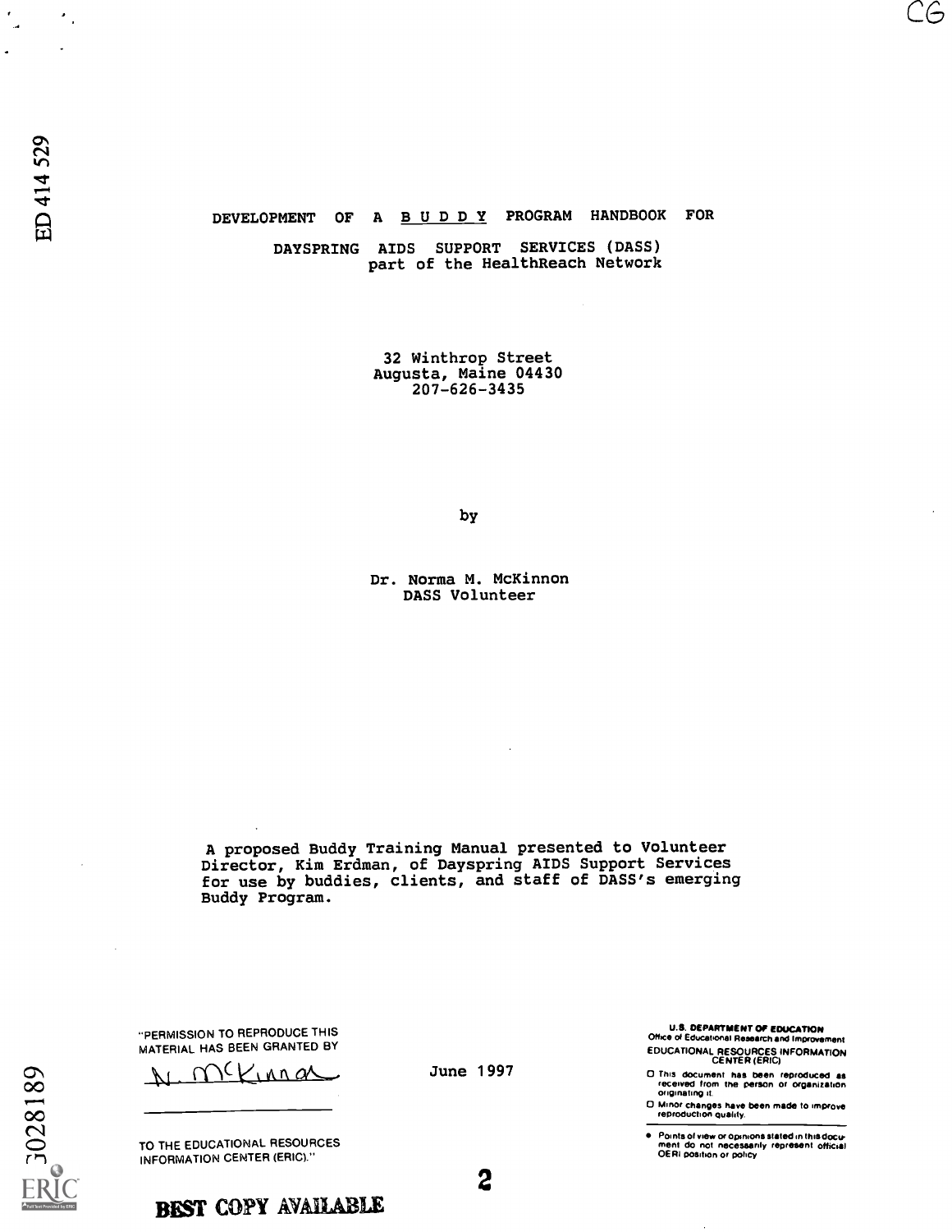# DEVELOPMENT OF A B U D D Y PROGRAM HANDBOOK FOR

DAYSPRING AIDS SUPPORT SERVICES (DASS)
part of the HealthReach Network

32 Winthrop Street
Augusta, Maine 04430
207-626-3435

by

Dr. Norma M. McKinnon
DASS Volunteer

A proposed Buddy Training Manual presented to Volunteer Director, Kim Erdman, of Dayspring AIDS Support Services for use by buddies, clients, and staff of DASS's emerging Buddy Program.

"PERMISSION TO REPRODUCE THIS MATERIAL HAS BEEN GRANTED BY

N. McKinnon

TO THE EDUCATIONAL RESOURCES INFORMATION CENTER (ERIC)."

June 1997

U.S. DEPARTMENT OF EDUCATION
Office of Educational Research and Improvement
EDUCATIONAL RESOURCES INFORMATION CENTER (ERIC)

- This document has been reproduced as received from the person or organization originating it.
- Minor changes have been made to improve reproduction quality.

- Points of view or opinions stated in this document do not necessarily represent official OERI position or policy.

ED 414 529

CG028189

BEST COPY AVAILABLE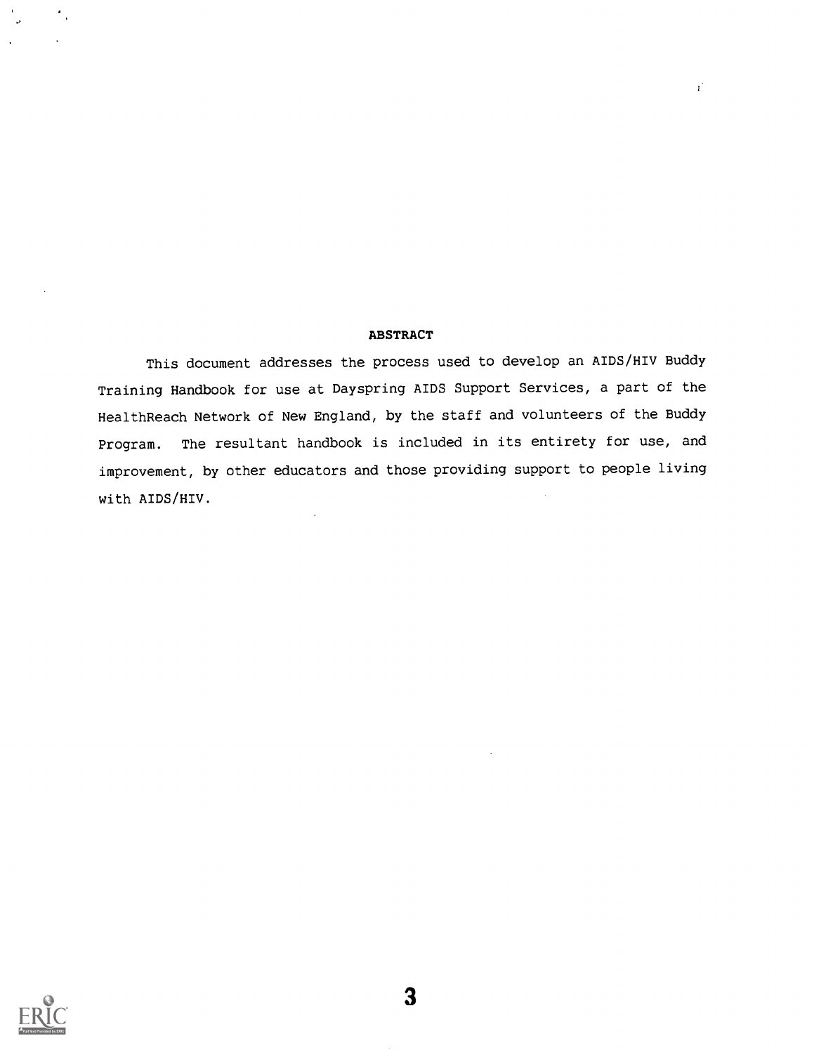## ABSTRACT

This document addresses the process used to develop an AIDS/HIV Buddy Training Handbook for use at Dayspring AIDS Support Services, a part of the HealthReach Network of New England, by the staff and volunteers of the Buddy Program. The resultant handbook is included in its entirety for use, and improvement, by other educators and those providing support to people living with AIDS/HIV.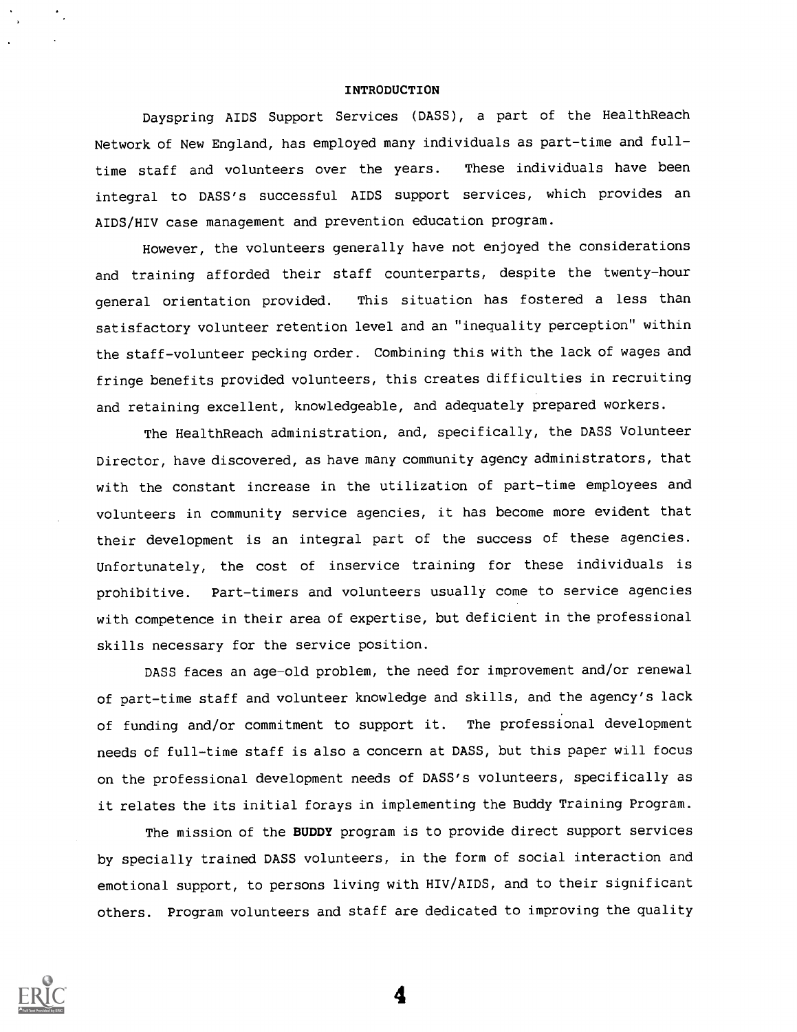## INTRODUCTION

Dayspring AIDS Support Services (DASS), a part of the HealthReach Network of New England, has employed many individuals as part-time and full-time staff and volunteers over the years. These individuals have been integral to DASS's successful AIDS support services, which provides an AIDS/HIV case management and prevention education program.

However, the volunteers generally have not enjoyed the considerations and training afforded their staff counterparts, despite the twenty-hour general orientation provided. This situation has fostered a less than satisfactory volunteer retention level and an "inequality perception" within the staff-volunteer pecking order. Combining this with the lack of wages and fringe benefits provided volunteers, this creates difficulties in recruiting and retaining excellent, knowledgeable, and adequately prepared workers.

The HealthReach administration, and, specifically, the DASS Volunteer Director, have discovered, as have many community agency administrators, that with the constant increase in the utilization of part-time employees and volunteers in community service agencies, it has become more evident that their development is an integral part of the success of these agencies. Unfortunately, the cost of inservice training for these individuals is prohibitive. Part-timers and volunteers usually come to service agencies with competence in their area of expertise, but deficient in the professional skills necessary for the service position.

DASS faces an age-old problem, the need for improvement and/or renewal of part-time staff and volunteer knowledge and skills, and the agency's lack of funding and/or commitment to support it. The professional development needs of full-time staff is also a concern at DASS, but this paper will focus on the professional development needs of DASS's volunteers, specifically as it relates the its initial forays in implementing the Buddy Training Program.

The mission of the **BUDDY** program is to provide direct support services by specially trained DASS volunteers, in the form of social interaction and emotional support, to persons living with HIV/AIDS, and to their significant others. Program volunteers and staff are dedicated to improving the quality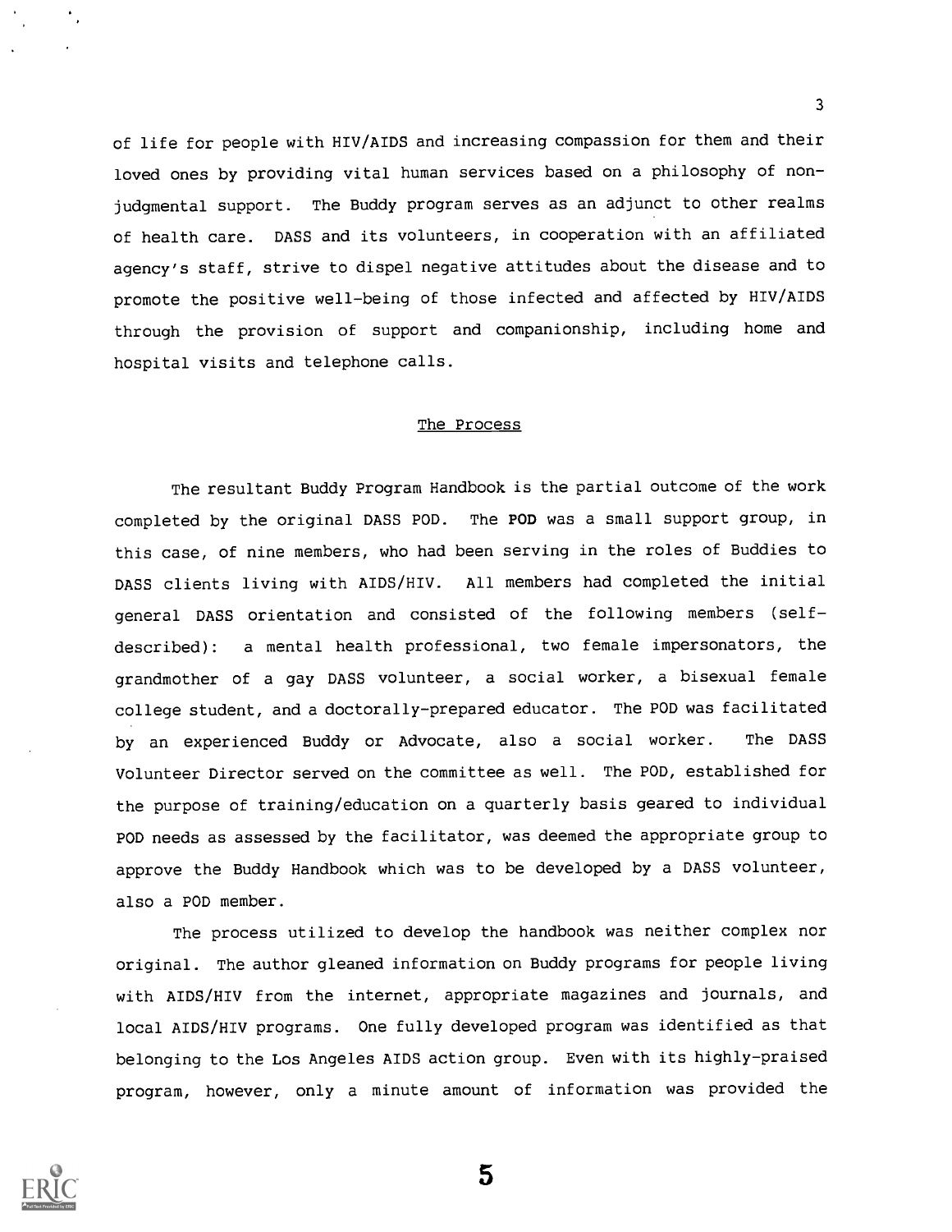of life for people with HIV/AIDS and increasing compassion for them and their loved ones by providing vital human services based on a philosophy of non-judgmental support. The Buddy program serves as an adjunct to other realms of health care. DASS and its volunteers, in cooperation with an affiliated agency's staff, strive to dispel negative attitudes about the disease and to promote the positive well-being of those infected and affected by HIV/AIDS through the provision of support and companionship, including home and hospital visits and telephone calls.

## The Process

The resultant Buddy Program Handbook is the partial outcome of the work completed by the original DASS POD. The **POD** was a small support group, in this case, of nine members, who had been serving in the roles of Buddies to DASS clients living with AIDS/HIV. All members had completed the initial general DASS orientation and consisted of the following members (self-described): a mental health professional, two female impersonators, the grandmother of a gay DASS volunteer, a social worker, a bisexual female college student, and a doctorally-prepared educator. The POD was facilitated by an experienced Buddy or Advocate, also a social worker. The DASS Volunteer Director served on the committee as well. The POD, established for the purpose of training/education on a quarterly basis geared to individual POD needs as assessed by the facilitator, was deemed the appropriate group to approve the Buddy Handbook which was to be developed by a DASS volunteer, also a POD member.

The process utilized to develop the handbook was neither complex nor original. The author gleaned information on Buddy programs for people living with AIDS/HIV from the internet, appropriate magazines and journals, and local AIDS/HIV programs. One fully developed program was identified as that belonging to the Los Angeles AIDS action group. Even with its highly-praised program, however, only a minute amount of information was provided the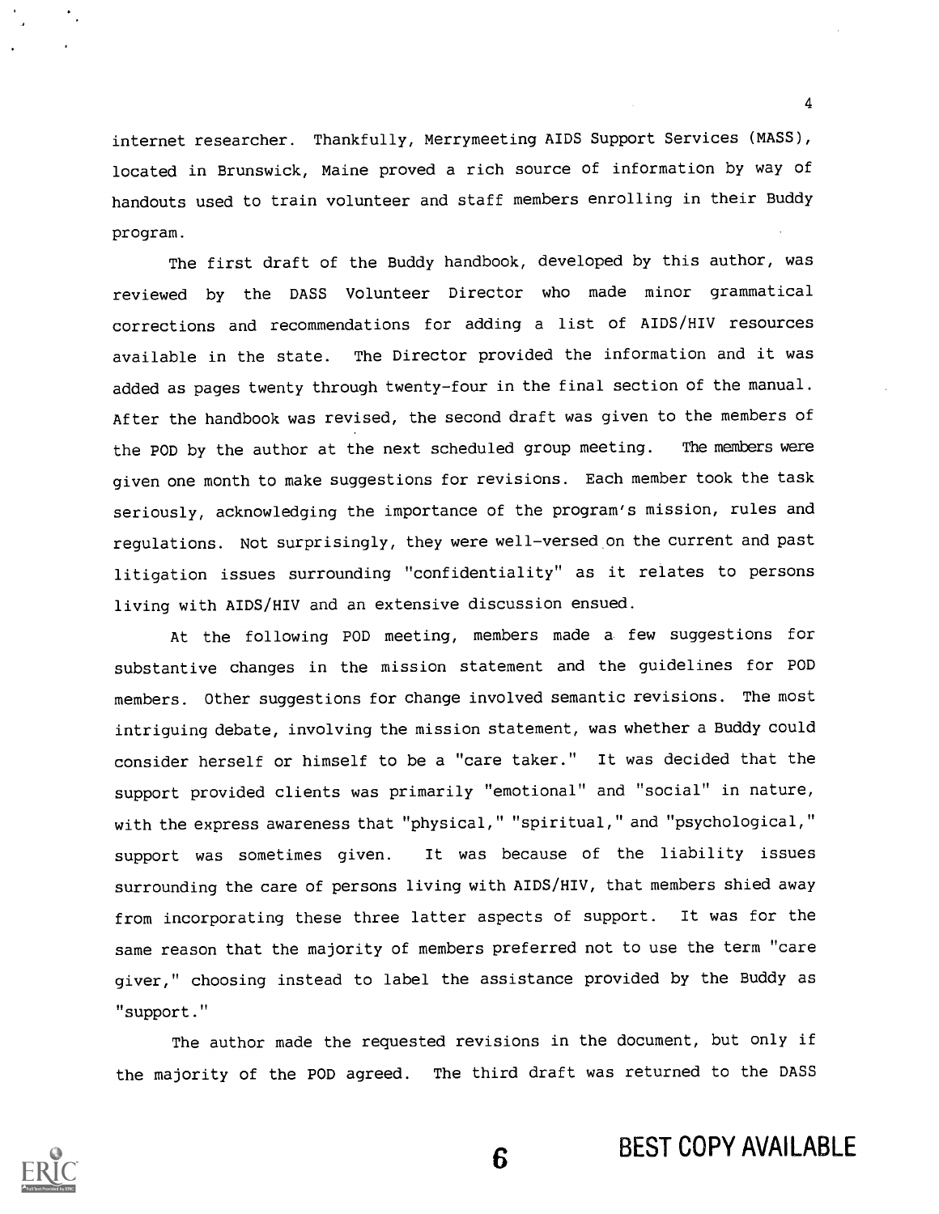internet researcher. Thankfully, Merrymeeting AIDS Support Services (MASS), located in Brunswick, Maine proved a rich source of information by way of handouts used to train volunteer and staff members enrolling in their Buddy program.

The first draft of the Buddy handbook, developed by this author, was reviewed by the DASS Volunteer Director who made minor grammatical corrections and recommendations for adding a list of AIDS/HIV resources available in the state. The Director provided the information and it was added as pages twenty through twenty-four in the final section of the manual. After the handbook was revised, the second draft was given to the members of the POD by the author at the next scheduled group meeting. The members were given one month to make suggestions for revisions. Each member took the task seriously, acknowledging the importance of the program's mission, rules and regulations. Not surprisingly, they were well-versed on the current and past litigation issues surrounding "confidentiality" as it relates to persons living with AIDS/HIV and an extensive discussion ensued.

At the following POD meeting, members made a few suggestions for substantive changes in the mission statement and the guidelines for POD members. Other suggestions for change involved semantic revisions. The most intriguing debate, involving the mission statement, was whether a Buddy could consider herself or himself to be a "care taker." It was decided that the support provided clients was primarily "emotional" and "social" in nature, with the express awareness that "physical," "spiritual," and "psychological," support was sometimes given. It was because of the liability issues surrounding the care of persons living with AIDS/HIV, that members shied away from incorporating these three latter aspects of support. It was for the same reason that the majority of members preferred not to use the term "care giver," choosing instead to label the assistance provided by the Buddy as "support."

The author made the requested revisions in the document, but only if the majority of the POD agreed. The third draft was returned to the DASS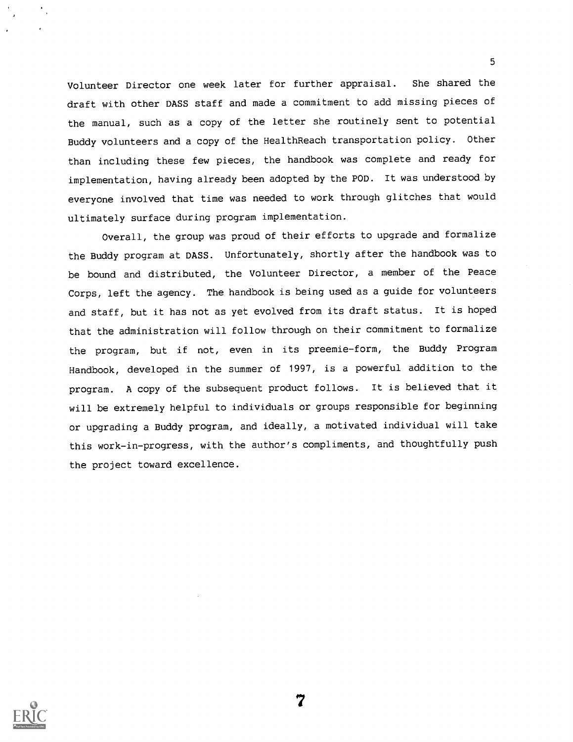Volunteer Director one week later for further appraisal. She shared the draft with other DASS staff and made a commitment to add missing pieces of the manual, such as a copy of the letter she routinely sent to potential Buddy volunteers and a copy of the HealthReach transportation policy. Other than including these few pieces, the handbook was complete and ready for implementation, having already been adopted by the POD. It was understood by everyone involved that time was needed to work through glitches that would ultimately surface during program implementation.

Overall, the group was proud of their efforts to upgrade and formalize the Buddy program at DASS. Unfortunately, shortly after the handbook was to be bound and distributed, the Volunteer Director, a member of the Peace Corps, left the agency. The handbook is being used as a guide for volunteers and staff, but it has not as yet evolved from its draft status. It is hoped that the administration will follow through on their commitment to formalize the program, but if not, even in its preemie-form, the Buddy Program Handbook, developed in the summer of 1997, is a powerful addition to the program. A copy of the subsequent product follows. It is believed that it will be extremely helpful to individuals or groups responsible for beginning or upgrading a Buddy program, and ideally, a motivated individual will take this work-in-progress, with the author's compliments, and thoughtfully push the project toward excellence.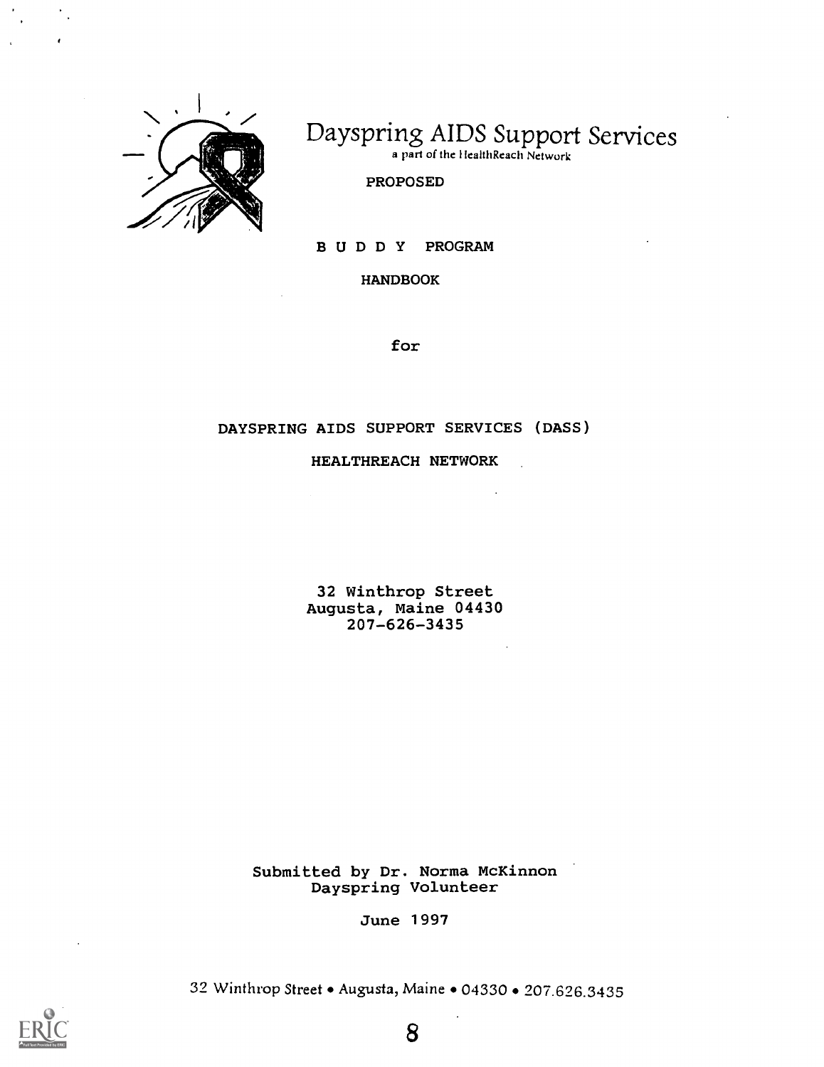# Dayspring AIDS Support Services

a part of the HealthReach Network

PROPOSED

B U D D Y PROGRAM

HANDBOOK

for

DAYSPRING AIDS SUPPORT SERVICES (DASS)

HEALTHREACH NETWORK

32 Winthrop Street
Augusta, Maine 04430
207-626-3435

Submitted by Dr. Norma McKinnon
Dayspring Volunteer

June 1997

32 Winthrop Street • Augusta, Maine • 04330 • 207.626.3435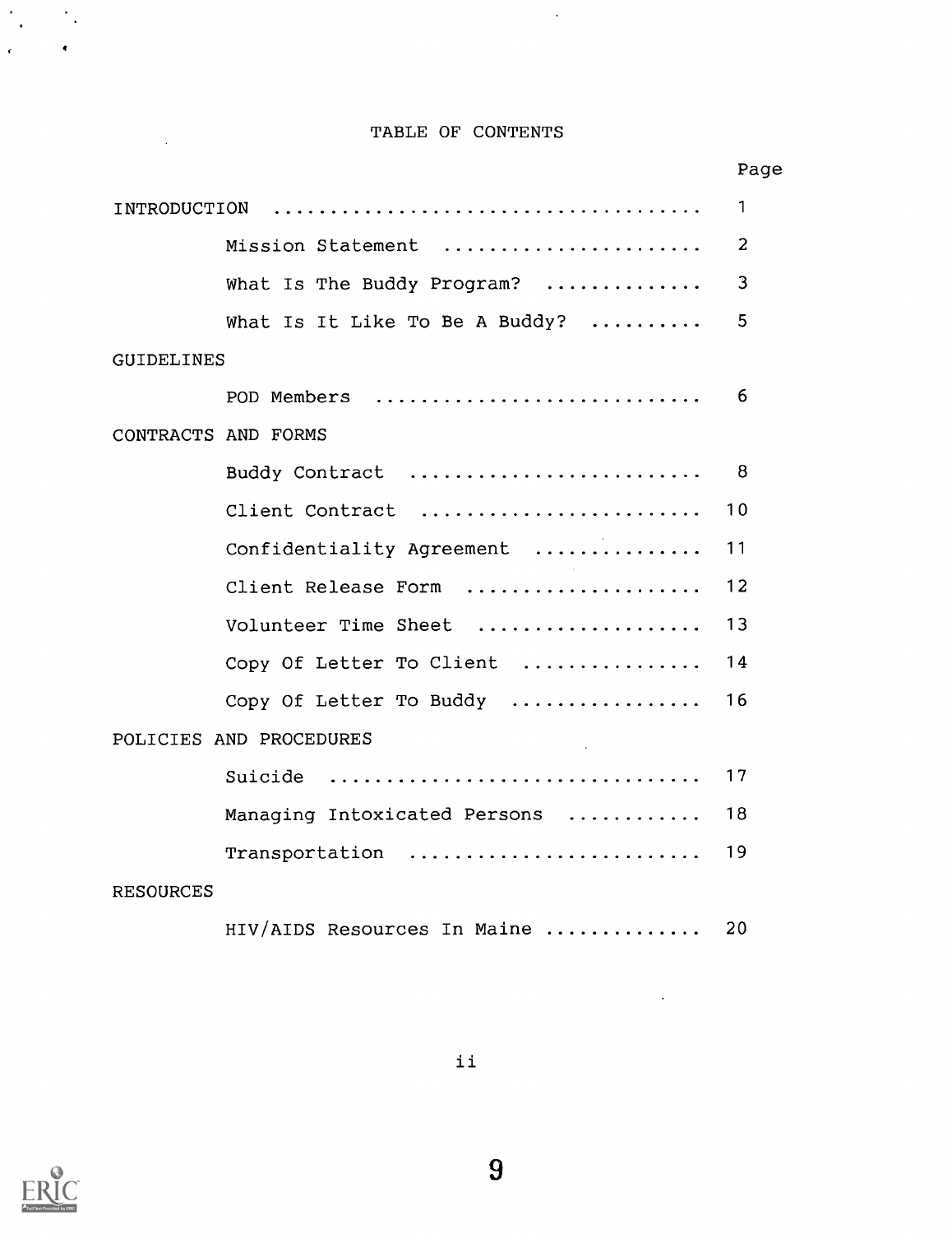# TABLE OF CONTENTS

| | Page |
|---|---|
| INTRODUCTION | 1 |
| Mission Statement | 2 |
| What Is The Buddy Program? | 3 |
| What Is It Like To Be A Buddy? | 5 |
| GUIDELINES | |
| POD Members | 6 |
| CONTRACTS AND FORMS | |
| Buddy Contract | 8 |
| Client Contract | 10 |
| Confidentiality Agreement | 11 |
| Client Release Form | 12 |
| Volunteer Time Sheet | 13 |
| Copy Of Letter To Client | 14 |
| Copy Of Letter To Buddy | 16 |
| POLICIES AND PROCEDURES | |
| Suicide | 17 |
| Managing Intoxicated Persons | 18 |
| Transportation | 19 |
| RESOURCES | |
| HIV/AIDS Resources In Maine | 20 |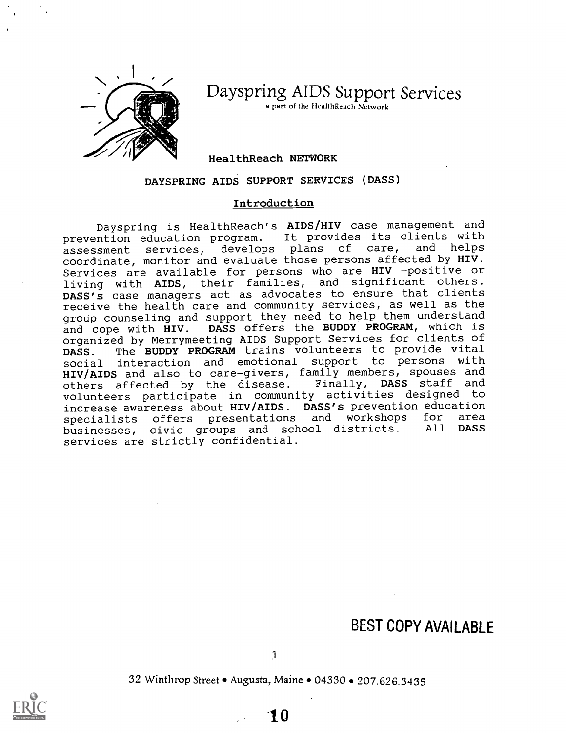# Dayspring AIDS Support Services

a part of the HealthReach Network

HealthReach NETWORK

DAYSPRING AIDS SUPPORT SERVICES (DASS)

## Introduction

Dayspring is HealthReach's **AIDS/HIV** case management and prevention education program. It provides its clients with assessment services, develops plans of care, and helps coordinate, monitor and evaluate those persons affected by **HIV**. Services are available for persons who are **HIV** -positive or living with **AIDS**, their families, and significant others. **DASS's** case managers act as advocates to ensure that clients receive the health care and community services, as well as the group counseling and support they need to help them understand and cope with **HIV**. **DASS** offers the **BUDDY PROGRAM**, which is organized by Merrymeeting AIDS Support Services for clients of **DASS**. The **BUDDY PROGRAM** trains volunteers to provide vital social interaction and emotional support to persons with **HIV/AIDS** and also to care-givers, family members, spouses and others affected by the disease. Finally, **DASS** staff and volunteers participate in community activities designed to increase awareness about **HIV/AIDS**. **DASS's** prevention education specialists offers presentations and workshops for area businesses, civic groups and school districts. All **DASS** services are strictly confidential.

BEST COPY AVAILABLE

32 Winthrop Street • Augusta, Maine • 04330 • 207.626.3435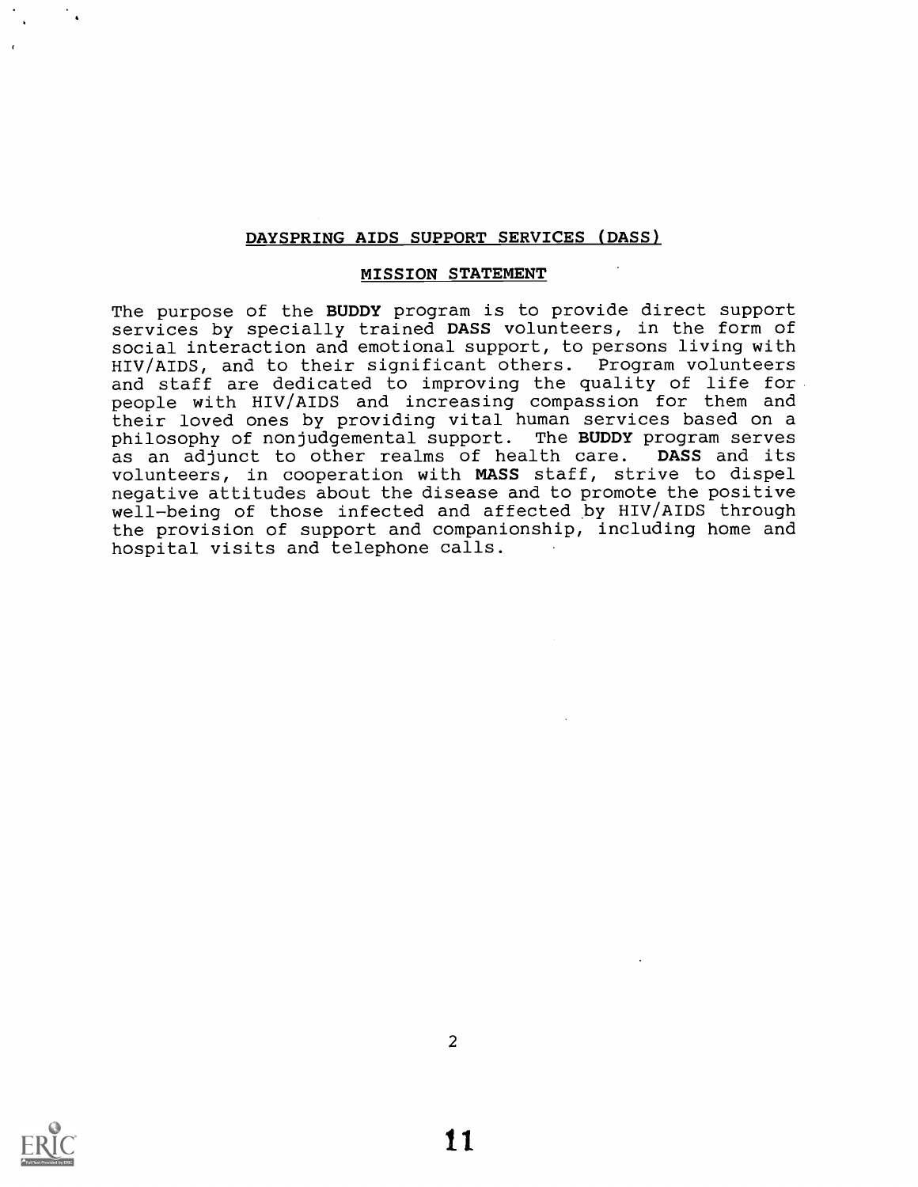## DAYSPRING AIDS SUPPORT SERVICES (DASS)

### MISSION STATEMENT

The purpose of the **BUDDY** program is to provide direct support services by specially trained **DASS** volunteers, in the form of social interaction and emotional support, to persons living with HIV/AIDS, and to their significant others. Program volunteers and staff are dedicated to improving the quality of life for people with HIV/AIDS and increasing compassion for them and their loved ones by providing vital human services based on a philosophy of nonjudgemental support. The **BUDDY** program serves as an adjunct to other realms of health care. **DASS** and its volunteers, in cooperation with **MASS** staff, strive to dispel negative attitudes about the disease and to promote the positive well-being of those infected and affected by HIV/AIDS through the provision of support and companionship, including home and hospital visits and telephone calls.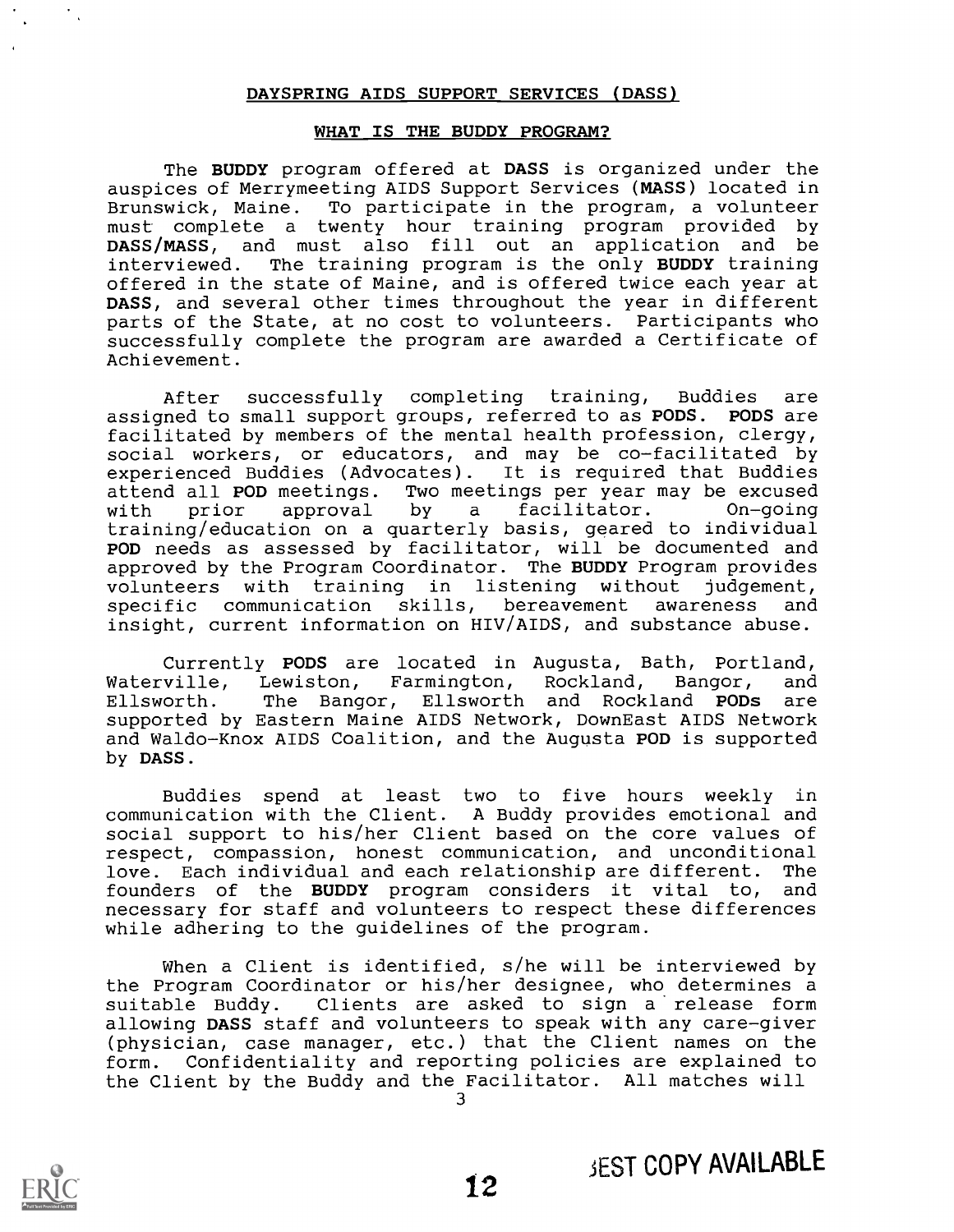## DAYSPRING AIDS SUPPORT SERVICES (DASS)

### WHAT IS THE BUDDY PROGRAM?

The **BUDDY** program offered at **DASS** is organized under the auspices of Merrymeeting AIDS Support Services (**MASS**) located in Brunswick, Maine. To participate in the program, a volunteer must complete a twenty hour training program provided by **DASS/MASS**, and must also fill out an application and be interviewed. The training program is the only **BUDDY** training offered in the state of Maine, and is offered twice each year at **DASS**, and several other times throughout the year in different parts of the State, at no cost to volunteers. Participants who successfully complete the program are awarded a Certificate of Achievement.

After successfully completing training, Buddies are assigned to small support groups, referred to as **PODS**. **PODS** are facilitated by members of the mental health profession, clergy, social workers, or educators, and may be co-facilitated by experienced Buddies (Advocates). It is required that Buddies attend all **POD** meetings. Two meetings per year may be excused with prior approval by a facilitator. On-going training/education on a quarterly basis, geared to individual **POD** needs as assessed by facilitator, will be documented and approved by the Program Coordinator. The **BUDDY** Program provides volunteers with training in listening without judgement, specific communication skills, bereavement awareness and insight, current information on HIV/AIDS, and substance abuse.

Currently **PODS** are located in Augusta, Bath, Portland, Waterville, Lewiston, Farmington, Rockland, Bangor, and Ellsworth. The Bangor, Ellsworth and Rockland **PODs** are supported by Eastern Maine AIDS Network, DownEast AIDS Network and Waldo-Knox AIDS Coalition, and the Augusta **POD** is supported by **DASS**.

Buddies spend at least two to five hours weekly in communication with the Client. A Buddy provides emotional and social support to his/her Client based on the core values of respect, compassion, honest communication, and unconditional love. Each individual and each relationship are different. The founders of the **BUDDY** program considers it vital to, and necessary for staff and volunteers to respect these differences while adhering to the guidelines of the program.

When a Client is identified, s/he will be interviewed by the Program Coordinator or his/her designee, who determines a suitable Buddy. Clients are asked to sign a release form allowing **DASS** staff and volunteers to speak with any care-giver (physician, case manager, etc.) that the Client names on the form. Confidentiality and reporting policies are explained to the Client by the Buddy and the Facilitator. All matches will

BEST COPY AVAILABLE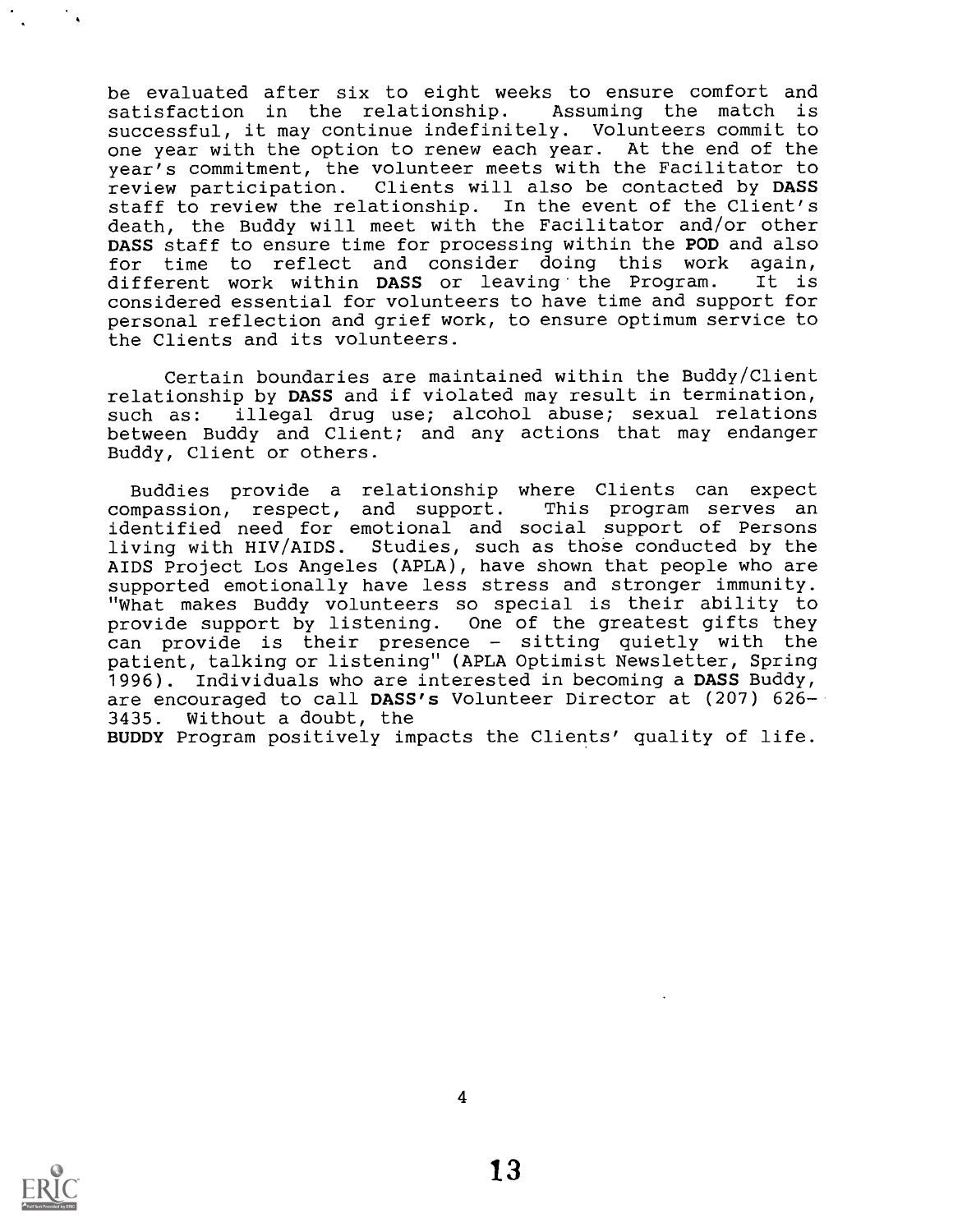be evaluated after six to eight weeks to ensure comfort and satisfaction in the relationship. Assuming the match is successful, it may continue indefinitely. Volunteers commit to one year with the option to renew each year. At the end of the year's commitment, the volunteer meets with the Facilitator to review participation. Clients will also be contacted by **DASS** staff to review the relationship. In the event of the Client's death, the Buddy will meet with the Facilitator and/or other **DASS** staff to ensure time for processing within the **POD** and also for time to reflect and consider doing this work again, different work within **DASS** or leaving the Program. It is considered essential for volunteers to have time and support for personal reflection and grief work, to ensure optimum service to the Clients and its volunteers.

Certain boundaries are maintained within the Buddy/Client relationship by **DASS** and if violated may result in termination, such as: illegal drug use; alcohol abuse; sexual relations between Buddy and Client; and any actions that may endanger Buddy, Client or others.

Buddies provide a relationship where Clients can expect compassion, respect, and support. This program serves an identified need for emotional and social support of Persons living with HIV/AIDS. Studies, such as those conducted by the AIDS Project Los Angeles (APLA), have shown that people who are supported emotionally have less stress and stronger immunity. "What makes Buddy volunteers so special is their ability to provide support by listening. One of the greatest gifts they can provide is their presence - sitting quietly with the patient, talking or listening" (APLA Optimist Newsletter, Spring 1996). Individuals who are interested in becoming a **DASS** Buddy, are encouraged to call **DASS's** Volunteer Director at (207) 626-3435. Without a doubt, the **BUDDY** Program positively impacts the Clients' quality of life.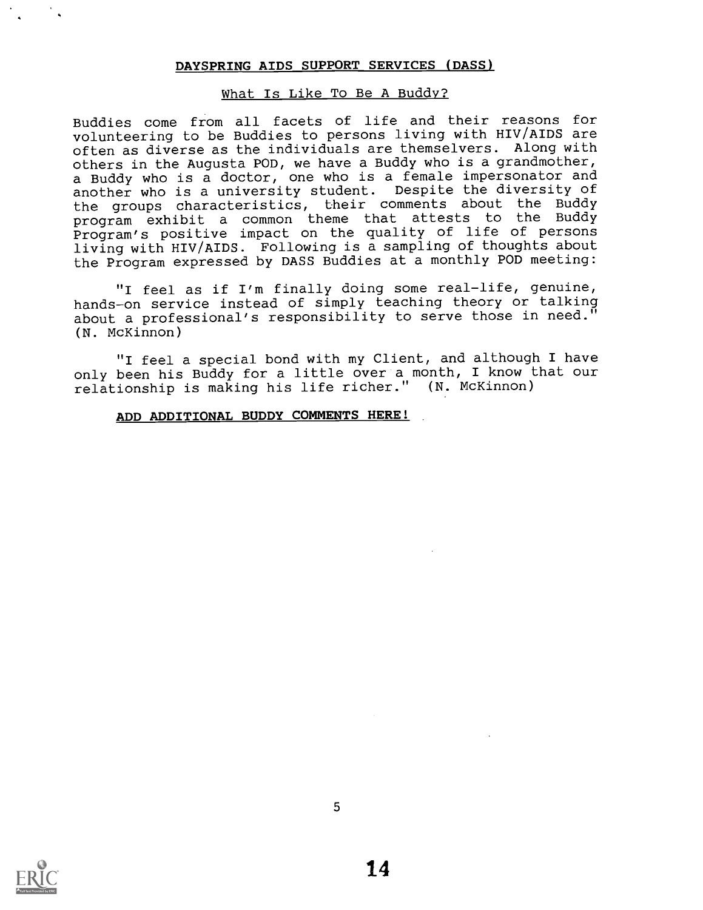## DAYSPRING AIDS SUPPORT SERVICES (DASS)

### What Is Like To Be A Buddy?

Buddies come from all facets of life and their reasons for volunteering to be Buddies to persons living with HIV/AIDS are often as diverse as the individuals are themselvers. Along with others in the Augusta POD, we have a Buddy who is a grandmother, a Buddy who is a doctor, one who is a female impersonator and another who is a university student. Despite the diversity of the groups characteristics, their comments about the Buddy program exhibit a common theme that attests to the Buddy Program's positive impact on the quality of life of persons living with HIV/AIDS. Following is a sampling of thoughts about the Program expressed by DASS Buddies at a monthly POD meeting:

"I feel as if I'm finally doing some real-life, genuine, hands-on service instead of simply teaching theory or talking about a professional's responsibility to serve those in need." (N. McKinnon)

"I feel a special bond with my Client, and although I have only been his Buddy for a little over a month, I know that our relationship is making his life richer." (N. McKinnon)

**ADD ADDITIONAL BUDDY COMMENTS HERE!**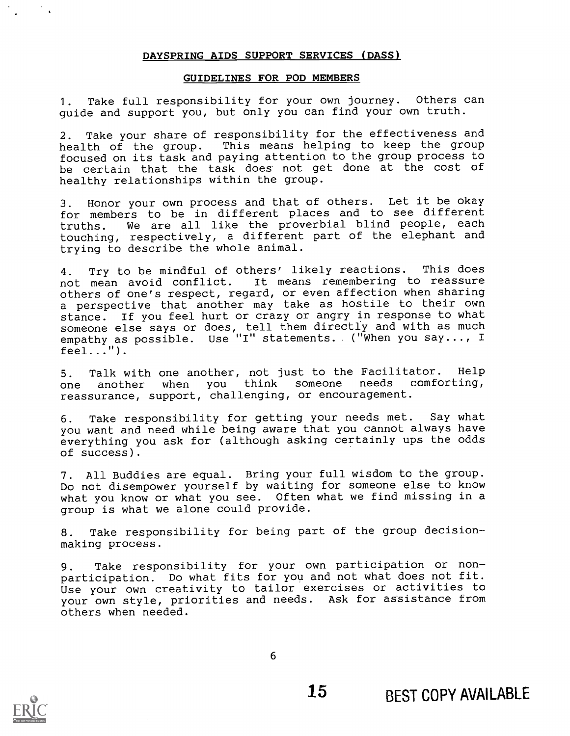## DAYSPRING AIDS SUPPORT SERVICES (DASS)

### GUIDELINES FOR POD MEMBERS

1. Take full responsibility for your own journey. Others can guide and support you, but only you can find your own truth.

2. Take your share of responsibility for the effectiveness and health of the group. This means helping to keep the group focused on its task and paying attention to the group process to be certain that the task does not get done at the cost of healthy relationships within the group.

3. Honor your own process and that of others. Let it be okay for members to be in different places and to see different truths. We are all like the proverbial blind people, each touching, respectively, a different part of the elephant and trying to describe the whole animal.

4. Try to be mindful of others' likely reactions. This does not mean avoid conflict. It means remembering to reassure others of one's respect, regard, or even affection when sharing a perspective that another may take as hostile to their own stance. If you feel hurt or crazy or angry in response to what someone else says or does, tell them directly and with as much empathy as possible. Use "I" statements. ("When you say..., I feel...").

5. Talk with one another, not just to the Facilitator. Help one another when you think someone needs comforting, reassurance, support, challenging, or encouragement.

6. Take responsibility for getting your needs met. Say what you want and need while being aware that you cannot always have everything you ask for (although asking certainly ups the odds of success).

7. All Buddies are equal. Bring your full wisdom to the group. Do not disempower yourself by waiting for someone else to know what you know or what you see. Often what we find missing in a group is what we alone could provide.

8. Take responsibility for being part of the group decision-making process.

9. Take responsibility for your own participation or non-participation. Do what fits for you and not what does not fit. Use your own creativity to tailor exercises or activities to your own style, priorities and needs. Ask for assistance from others when needed.

BEST COPY AVAILABLE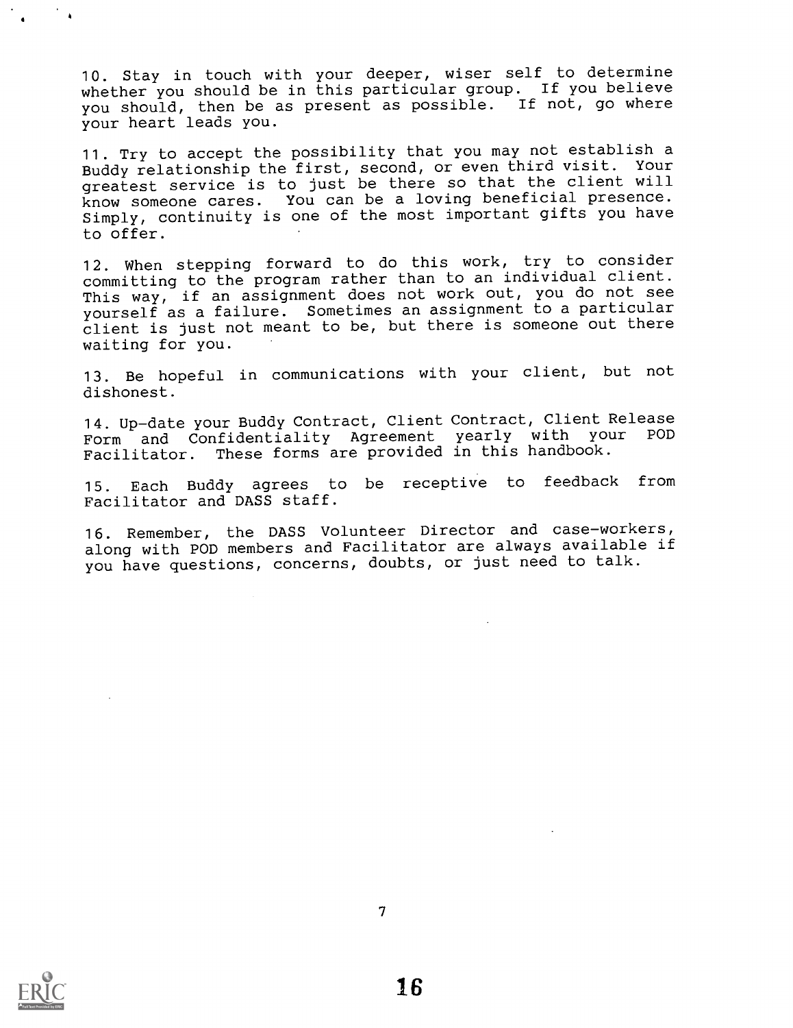10. Stay in touch with your deeper, wiser self to determine whether you should be in this particular group. If you believe you should, then be as present as possible. If not, go where your heart leads you.

11. Try to accept the possibility that you may not establish a Buddy relationship the first, second, or even third visit. Your greatest service is to just be there so that the client will know someone cares. You can be a loving beneficial presence. Simply, continuity is one of the most important gifts you have to offer.

12. When stepping forward to do this work, try to consider committing to the program rather than to an individual client. This way, if an assignment does not work out, you do not see yourself as a failure. Sometimes an assignment to a particular client is just not meant to be, but there is someone out there waiting for you.

13. Be hopeful in communications with your client, but not dishonest.

14. Up-date your Buddy Contract, Client Contract, Client Release Form and Confidentiality Agreement yearly with your POD Facilitator. These forms are provided in this handbook.

15. Each Buddy agrees to be receptive to feedback from Facilitator and DASS staff.

16. Remember, the DASS Volunteer Director and case-workers, along with POD members and Facilitator are always available if you have questions, concerns, doubts, or just need to talk.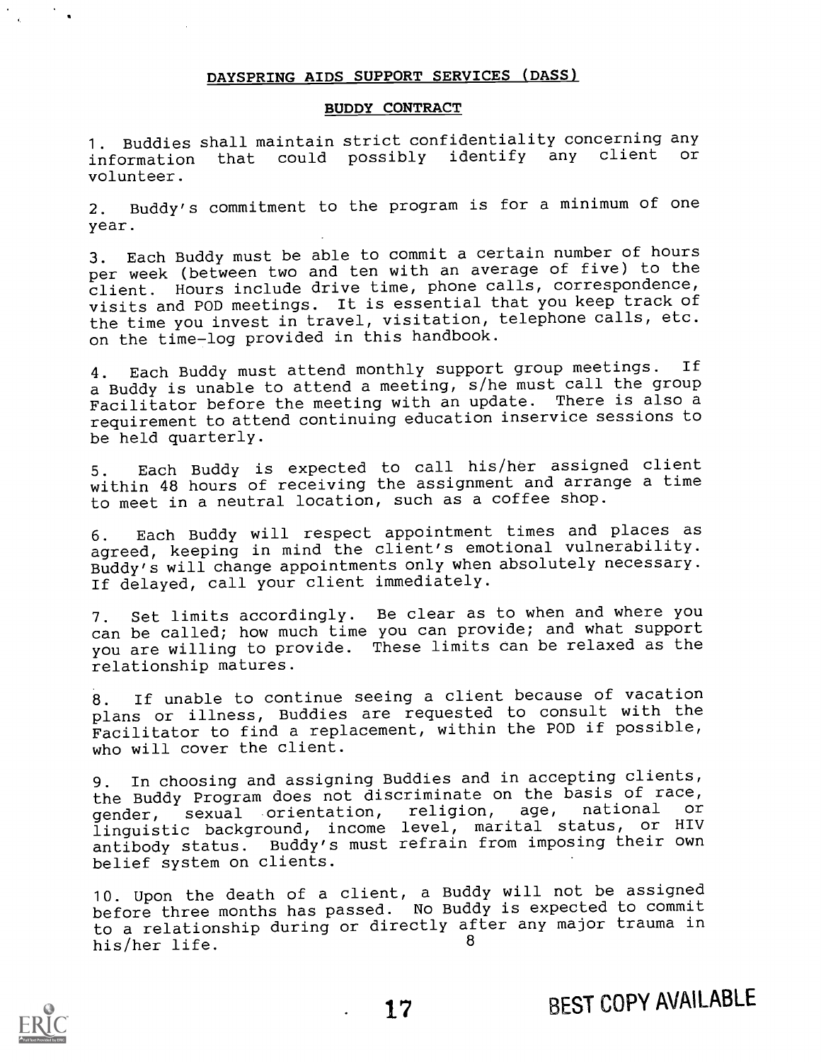## DAYSPRING AIDS SUPPORT SERVICES (DASS)

### BUDDY CONTRACT

1. Buddies shall maintain strict confidentiality concerning any information that could possibly identify any client or volunteer.

2. Buddy's commitment to the program is for a minimum of one year.

3. Each Buddy must be able to commit a certain number of hours per week (between two and ten with an average of five) to the client. Hours include drive time, phone calls, correspondence, visits and POD meetings. It is essential that you keep track of the time you invest in travel, visitation, telephone calls, etc. on the time-log provided in this handbook.

4. Each Buddy must attend monthly support group meetings. If a Buddy is unable to attend a meeting, s/he must call the group Facilitator before the meeting with an update. There is also a requirement to attend continuing education inservice sessions to be held quarterly.

5. Each Buddy is expected to call his/her assigned client within 48 hours of receiving the assignment and arrange a time to meet in a neutral location, such as a coffee shop.

6. Each Buddy will respect appointment times and places as agreed, keeping in mind the client's emotional vulnerability. Buddy's will change appointments only when absolutely necessary. If delayed, call your client immediately.

7. Set limits accordingly. Be clear as to when and where you can be called; how much time you can provide; and what support you are willing to provide. These limits can be relaxed as the relationship matures.

8. If unable to continue seeing a client because of vacation plans or illness, Buddies are requested to consult with the Facilitator to find a replacement, within the POD if possible, who will cover the client.

9. In choosing and assigning Buddies and in accepting clients, the Buddy Program does not discriminate on the basis of race, gender, sexual orientation, religion, age, national or linguistic background, income level, marital status, or HIV antibody status. Buddy's must refrain from imposing their own belief system on clients.

10. Upon the death of a client, a Buddy will not be assigned before three months has passed. No Buddy is expected to commit to a relationship during or directly after any major trauma in his/her life.

BEST COPY AVAILABLE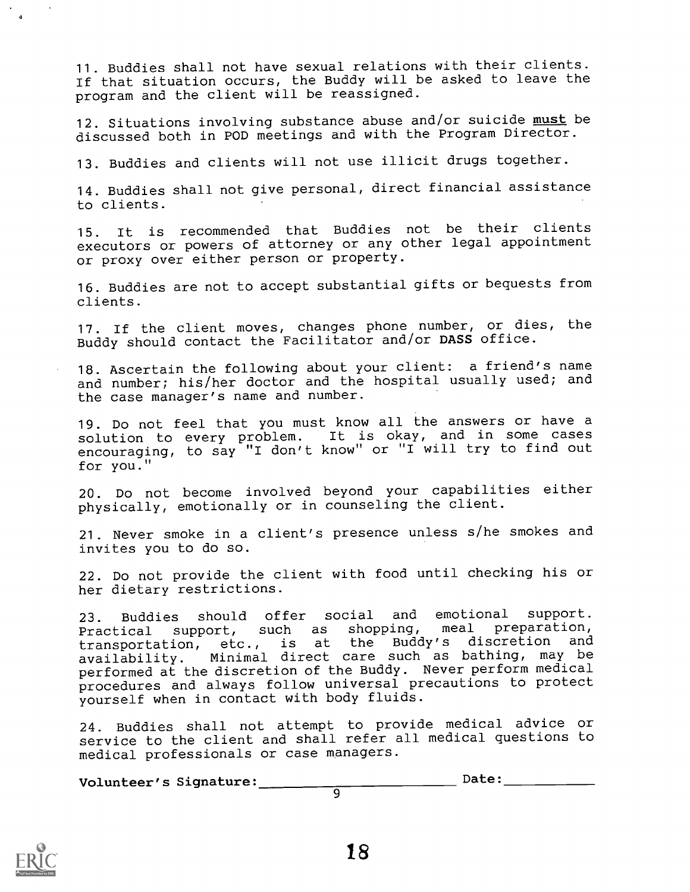11. Buddies shall not have sexual relations with their clients. If that situation occurs, the Buddy will be asked to leave the program and the client will be reassigned.

12. Situations involving substance abuse and/or suicide <u>must</u> be discussed both in POD meetings and with the Program Director.

13. Buddies and clients will not use illicit drugs together.

14. Buddies shall not give personal, direct financial assistance to clients.

15. It is recommended that Buddies not be their clients executors or powers of attorney or any other legal appointment or proxy over either person or property.

16. Buddies are not to accept substantial gifts or bequests from clients.

17. If the client moves, changes phone number, or dies, the Buddy should contact the Facilitator and/or **DASS** office.

18. Ascertain the following about your client: a friend's name and number; his/her doctor and the hospital usually used; and the case manager's name and number.

19. Do not feel that you must know all the answers or have a solution to every problem. It is okay, and in some cases encouraging, to say "I don't know" or "I will try to find out for you."

20. Do not become involved beyond your capabilities either physically, emotionally or in counseling the client.

21. Never smoke in a client's presence unless s/he smokes and invites you to do so.

22. Do not provide the client with food until checking his or her dietary restrictions.

23. Buddies should offer social and emotional support. Practical support, such as shopping, meal preparation, transportation, etc., is at the Buddy's discretion and availability. Minimal direct care such as bathing, may be performed at the discretion of the Buddy. Never perform medical procedures and always follow universal precautions to protect yourself when in contact with body fluids.

24. Buddies shall not attempt to provide medical advice or service to the client and shall refer all medical questions to medical professionals or case managers.

**Volunteer's Signature:**\_\_\_\_\_\_\_\_\_\_\_\_\_\_\_\_\_\_\_\_\_\_\_\_ **Date:**\_\_\_\_\_\_\_\_\_\_\_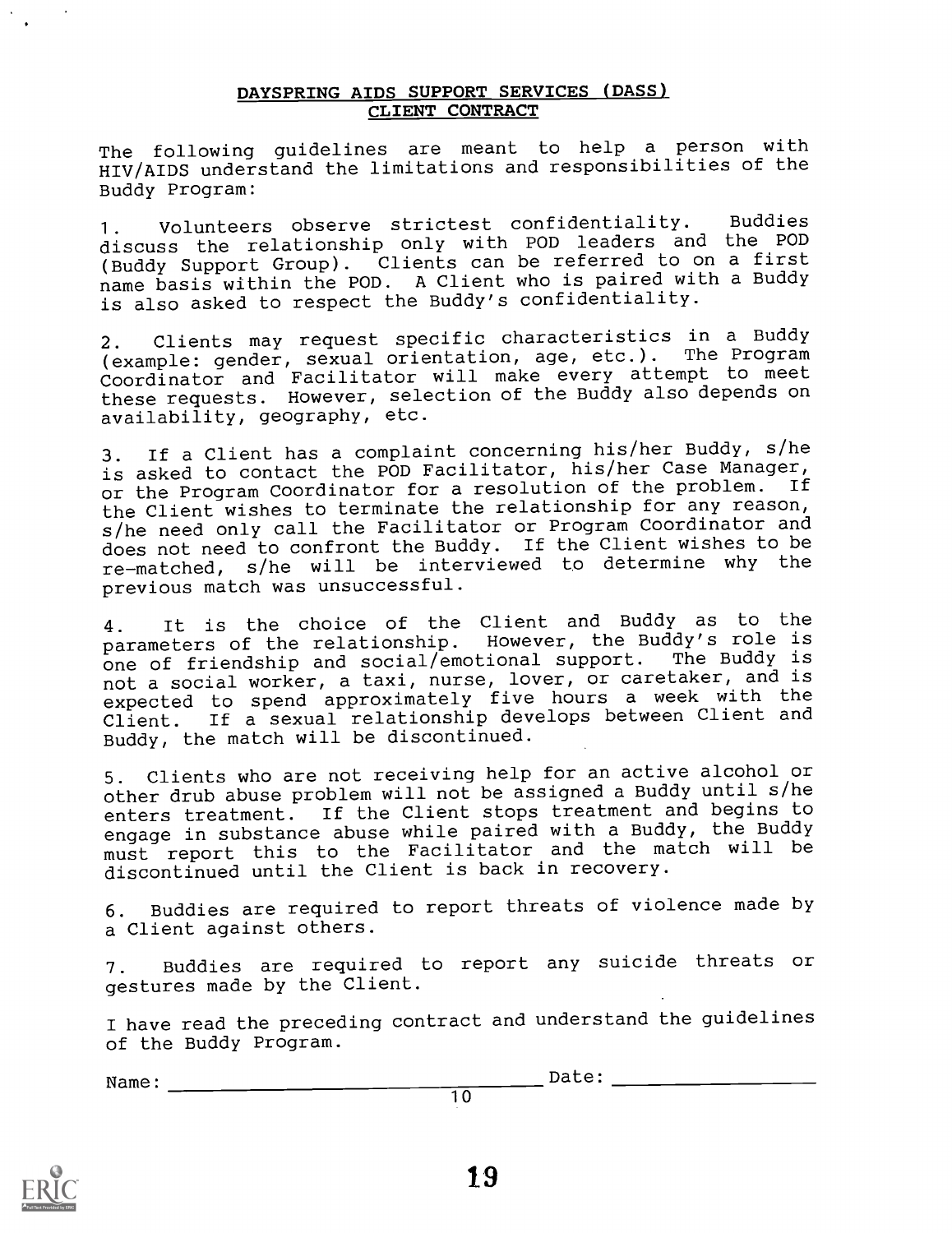## DAYSPRING AIDS SUPPORT SERVICES (DASS)
## CLIENT CONTRACT

The following guidelines are meant to help a person with HIV/AIDS understand the limitations and responsibilities of the Buddy Program:

1. Volunteers observe strictest confidentiality. Buddies discuss the relationship only with POD leaders and the POD (Buddy Support Group). Clients can be referred to on a first name basis within the POD. A Client who is paired with a Buddy is also asked to respect the Buddy's confidentiality.

2. Clients may request specific characteristics in a Buddy (example: gender, sexual orientation, age, etc.). The Program Coordinator and Facilitator will make every attempt to meet these requests. However, selection of the Buddy also depends on availability, geography, etc.

3. If a Client has a complaint concerning his/her Buddy, s/he is asked to contact the POD Facilitator, his/her Case Manager, or the Program Coordinator for a resolution of the problem. If the Client wishes to terminate the relationship for any reason, s/he need only call the Facilitator or Program Coordinator and does not need to confront the Buddy. If the Client wishes to be re-matched, s/he will be interviewed to determine why the previous match was unsuccessful.

4. It is the choice of the Client and Buddy as to the parameters of the relationship. However, the Buddy's role is one of friendship and social/emotional support. The Buddy is not a social worker, a taxi, nurse, lover, or caretaker, and is expected to spend approximately five hours a week with the Client. If a sexual relationship develops between Client and Buddy, the match will be discontinued.

5. Clients who are not receiving help for an active alcohol or other drub abuse problem will not be assigned a Buddy until s/he enters treatment. If the Client stops treatment and begins to engage in substance abuse while paired with a Buddy, the Buddy must report this to the Facilitator and the match will be discontinued until the Client is back in recovery.

6. Buddies are required to report threats of violence made by a Client against others.

7. Buddies are required to report any suicide threats or gestures made by the Client.

I have read the preceding contract and understand the guidelines of the Buddy Program.

Name: ______________________________ Date: ________________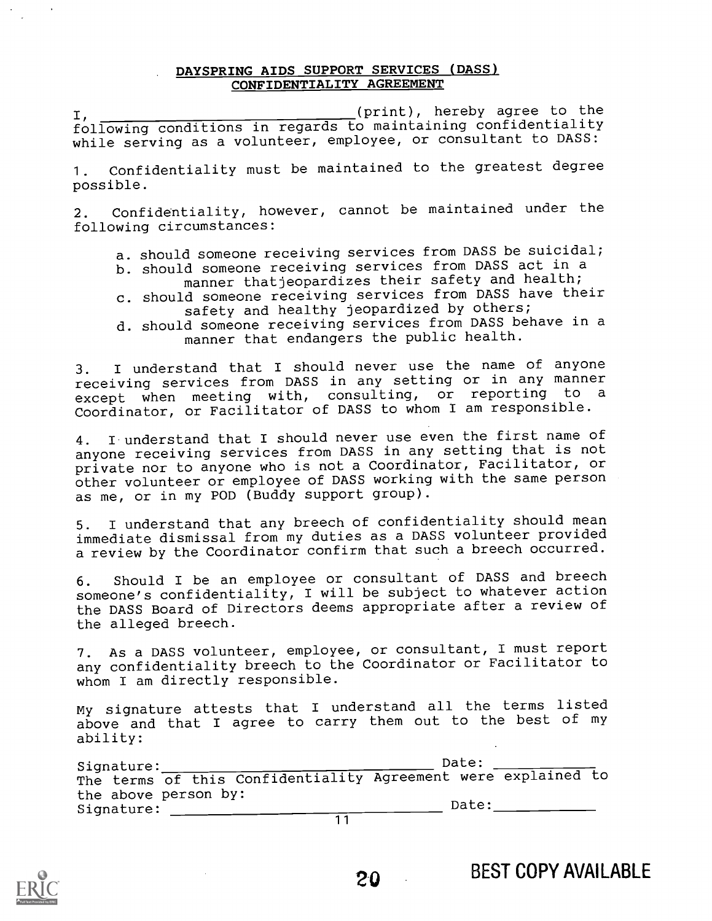# DAYSPRING AIDS SUPPORT SERVICES (DASS) CONFIDENTIALITY AGREEMENT

I, ______________________________(print), hereby agree to the following conditions in regards to maintaining confidentiality while serving as a volunteer, employee, or consultant to DASS:

1. Confidentiality must be maintained to the greatest degree possible.

2. Confidentiality, however, cannot be maintained under the following circumstances:

   a. should someone receiving services from DASS be suicidal;
   b. should someone receiving services from DASS act in a manner thatjeopardizes their safety and health;
   c. should someone receiving services from DASS have their safety and healthy jeopardized by others;
   d. should someone receiving services from DASS behave in a manner that endangers the public health.

3. I understand that I should never use the name of anyone receiving services from DASS in any setting or in any manner except when meeting with, consulting, or reporting to a Coordinator, or Facilitator of DASS to whom I am responsible.

4. I understand that I should never use even the first name of anyone receiving services from DASS in any setting that is not private nor to anyone who is not a Coordinator, Facilitator, or other volunteer or employee of DASS working with the same person as me, or in my POD (Buddy support group).

5. I understand that any breech of confidentiality should mean immediate dismissal from my duties as a DASS volunteer provided a review by the Coordinator confirm that such a breech occurred.

6. Should I be an employee or consultant of DASS and breech someone's confidentiality, I will be subject to whatever action the DASS Board of Directors deems appropriate after a review of the alleged breech.

7. As a DASS volunteer, employee, or consultant, I must report any confidentiality breech to the Coordinator or Facilitator to whom I am directly responsible.

My signature attests that I understand all the terms listed above and that I agree to carry them out to the best of my ability:

Signature:______________________________ Date: ____________

The terms of this Confidentiality Agreement were explained to the above person by:

Signature: ______________________________ Date:____________

BEST COPY AVAILABLE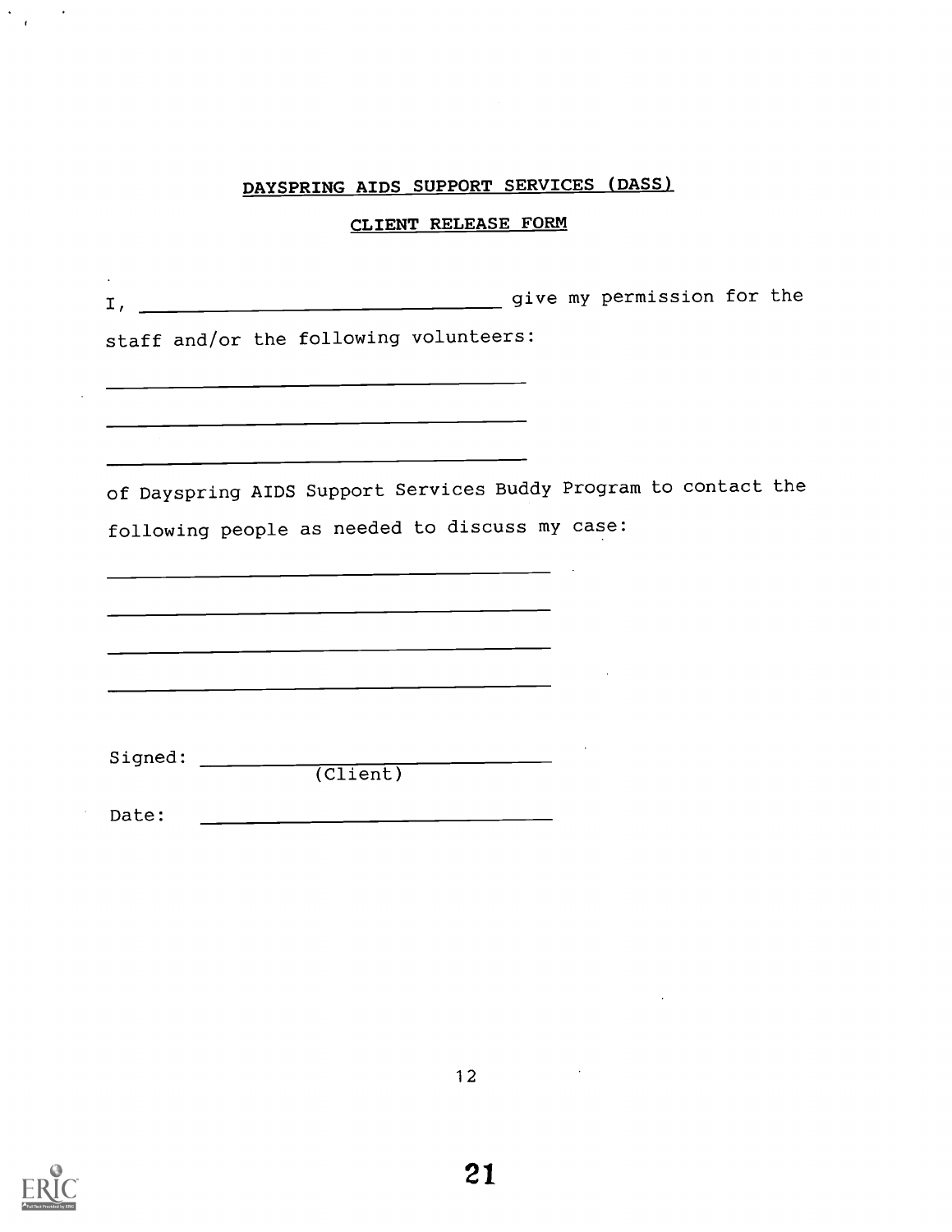## DAYSPRING AIDS SUPPORT SERVICES (DASS)

### CLIENT RELEASE FORM

I, ______________________________ give my permission for the staff and/or the following volunteers:

______________________________

______________________________

______________________________

of Dayspring AIDS Support Services Buddy Program to contact the following people as needed to discuss my case:

______________________________

______________________________

______________________________

______________________________

Signed: ______________________________
(Client)

Date: ______________________________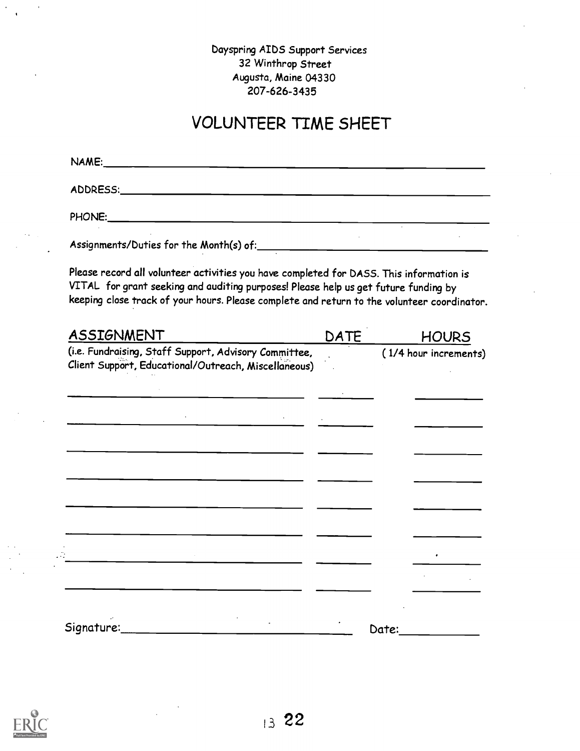Dayspring AIDS Support Services
32 Winthrop Street
Augusta, Maine 04330
207-626-3435

# VOLUNTEER TIME SHEET

NAME: \_\_\_\_\_\_\_\_\_\_\_\_\_\_\_\_\_\_\_\_\_\_\_\_\_\_\_\_\_\_\_\_\_\_\_\_\_\_\_\_

ADDRESS: \_\_\_\_\_\_\_\_\_\_\_\_\_\_\_\_\_\_\_\_\_\_\_\_\_\_\_\_\_\_\_\_\_\_\_\_\_\_\_\_

PHONE: \_\_\_\_\_\_\_\_\_\_\_\_\_\_\_\_\_\_\_\_\_\_\_\_\_\_\_\_\_\_\_\_\_\_\_\_\_\_\_\_

Assignments/Duties for the Month(s) of: \_\_\_\_\_\_\_\_\_\_\_\_\_\_\_\_\_\_\_\_\_\_\_\_

Please record all volunteer activities you have completed for DASS. This information is VITAL for grant seeking and auditing purposes! Please help us get future funding by keeping close track of your hours. Please complete and return to the volunteer coordinator.

| ASSIGNMENT<br>(i.e. Fundraising, Staff Support, Advisory Committee, Client Support, Educational/Outreach, Miscellaneous) | DATE | HOURS<br>( 1/4 hour increments) |
|---|---|---|
| | | |
| | | |
| | | |
| | | |
| | | |
| | | |
| | | |
| | | |

Signature: \_\_\_\_\_\_\_\_\_\_\_\_\_\_\_\_\_\_\_\_\_\_\_\_\_\_\_\_ Date: \_\_\_\_\_\_\_\_\_\_\_\_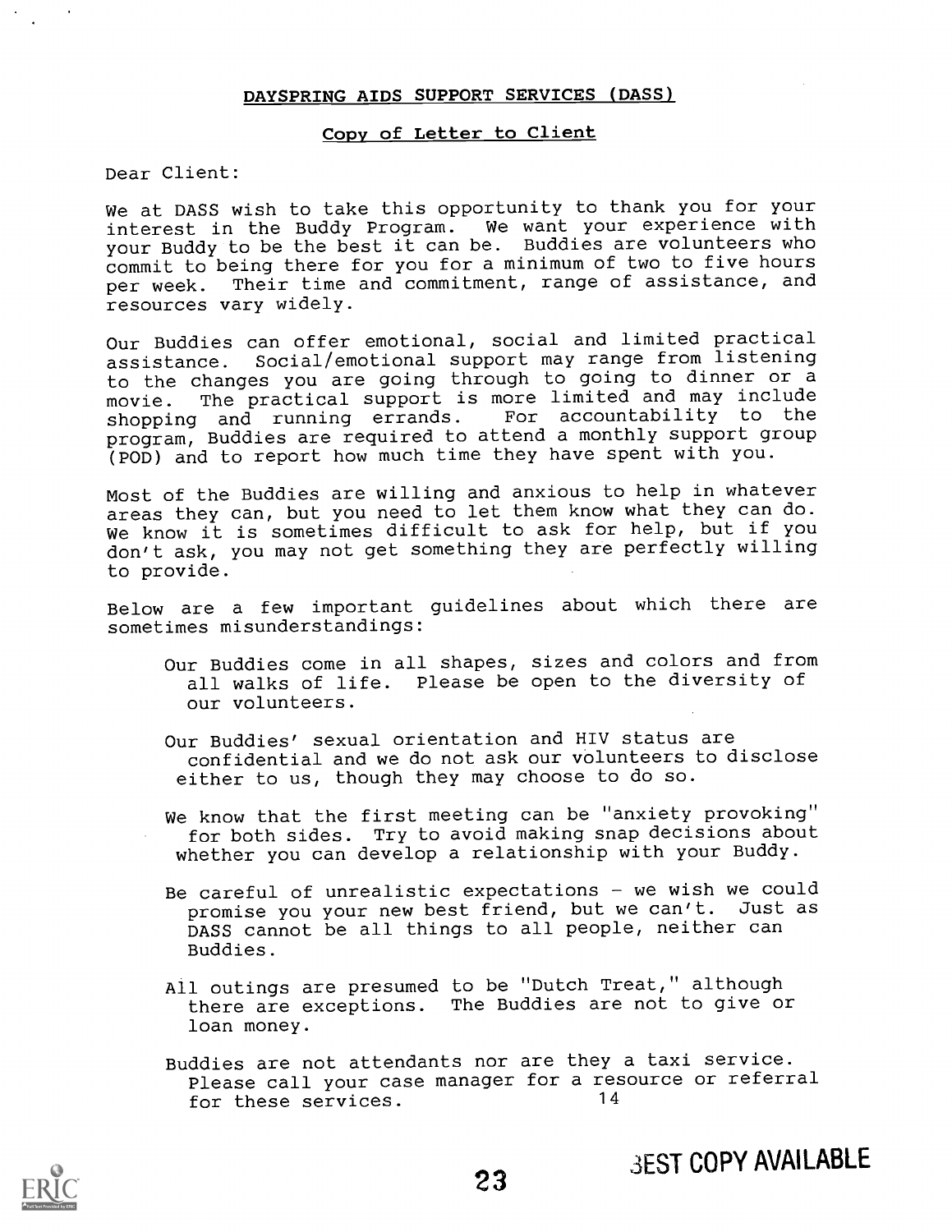## DAYSPRING AIDS SUPPORT SERVICES (DASS)

### Copy of Letter to Client

Dear Client:

We at DASS wish to take this opportunity to thank you for your interest in the Buddy Program. We want your experience with your Buddy to be the best it can be. Buddies are volunteers who commit to being there for you for a minimum of two to five hours per week. Their time and commitment, range of assistance, and resources vary widely.

Our Buddies can offer emotional, social and limited practical assistance. Social/emotional support may range from listening to the changes you are going through to going to dinner or a movie. The practical support is more limited and may include shopping and running errands. For accountability to the program, Buddies are required to attend a monthly support group (POD) and to report how much time they have spent with you.

Most of the Buddies are willing and anxious to help in whatever areas they can, but you need to let them know what they can do. We know it is sometimes difficult to ask for help, but if you don't ask, you may not get something they are perfectly willing to provide.

Below are a few important guidelines about which there are sometimes misunderstandings:

Our Buddies come in all shapes, sizes and colors and from all walks of life. Please be open to the diversity of our volunteers.

Our Buddies' sexual orientation and HIV status are confidential and we do not ask our volunteers to disclose either to us, though they may choose to do so.

We know that the first meeting can be "anxiety provoking" for both sides. Try to avoid making snap decisions about whether you can develop a relationship with your Buddy.

Be careful of unrealistic expectations - we wish we could promise you your new best friend, but we can't. Just as DASS cannot be all things to all people, neither can Buddies.

All outings are presumed to be "Dutch Treat," although there are exceptions. The Buddies are not to give or loan money.

Buddies are not attendants nor are they a taxi service. Please call your case manager for a resource or referral for these services.

BEST COPY AVAILABLE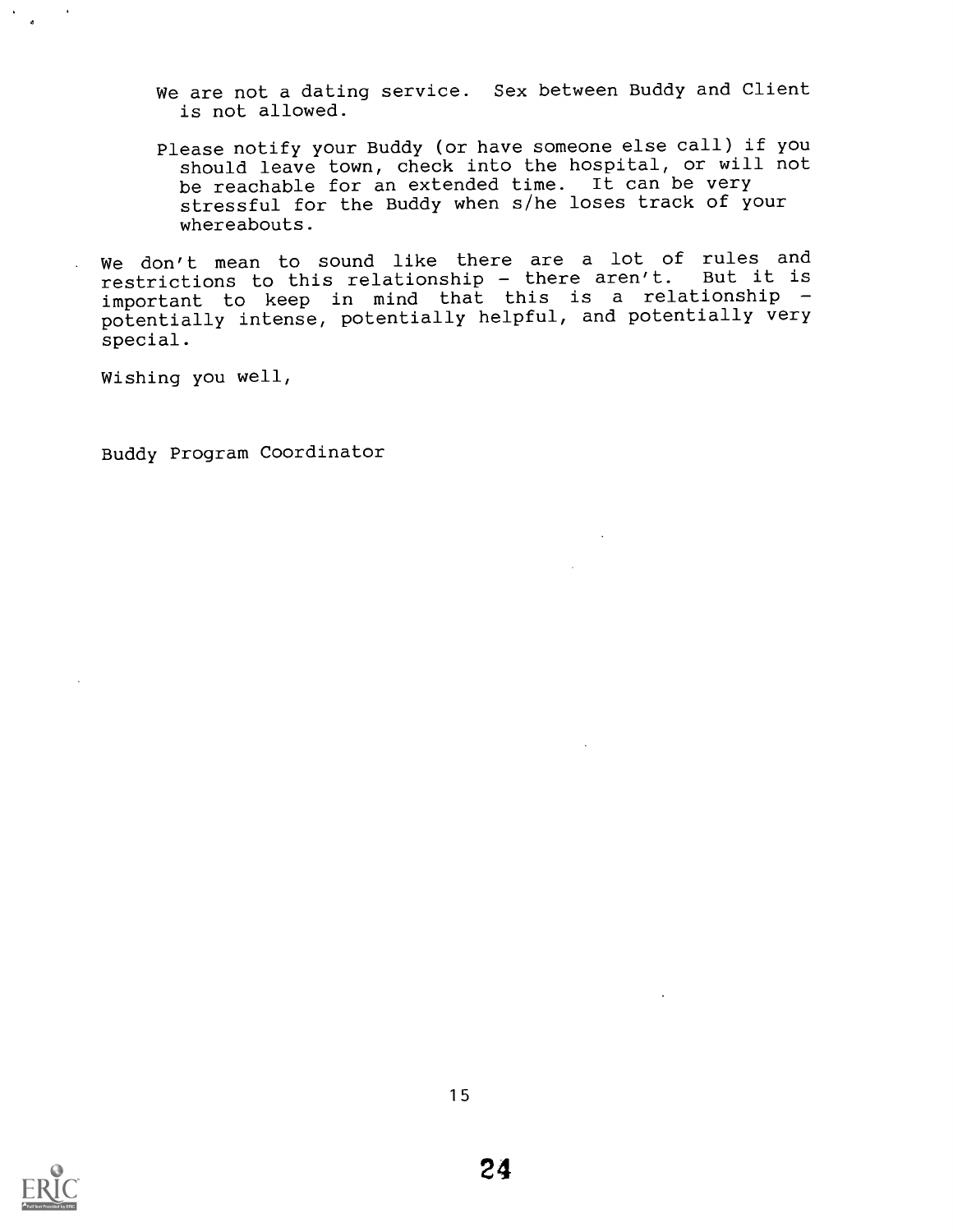We are not a dating service. Sex between Buddy and Client is not allowed.

Please notify your Buddy (or have someone else call) if you should leave town, check into the hospital, or will not be reachable for an extended time. It can be very stressful for the Buddy when s/he loses track of your whereabouts.

We don't mean to sound like there are a lot of rules and restrictions to this relationship - there aren't. But it is important to keep in mind that this is a relationship - potentially intense, potentially helpful, and potentially very special.

Wishing you well,

Buddy Program Coordinator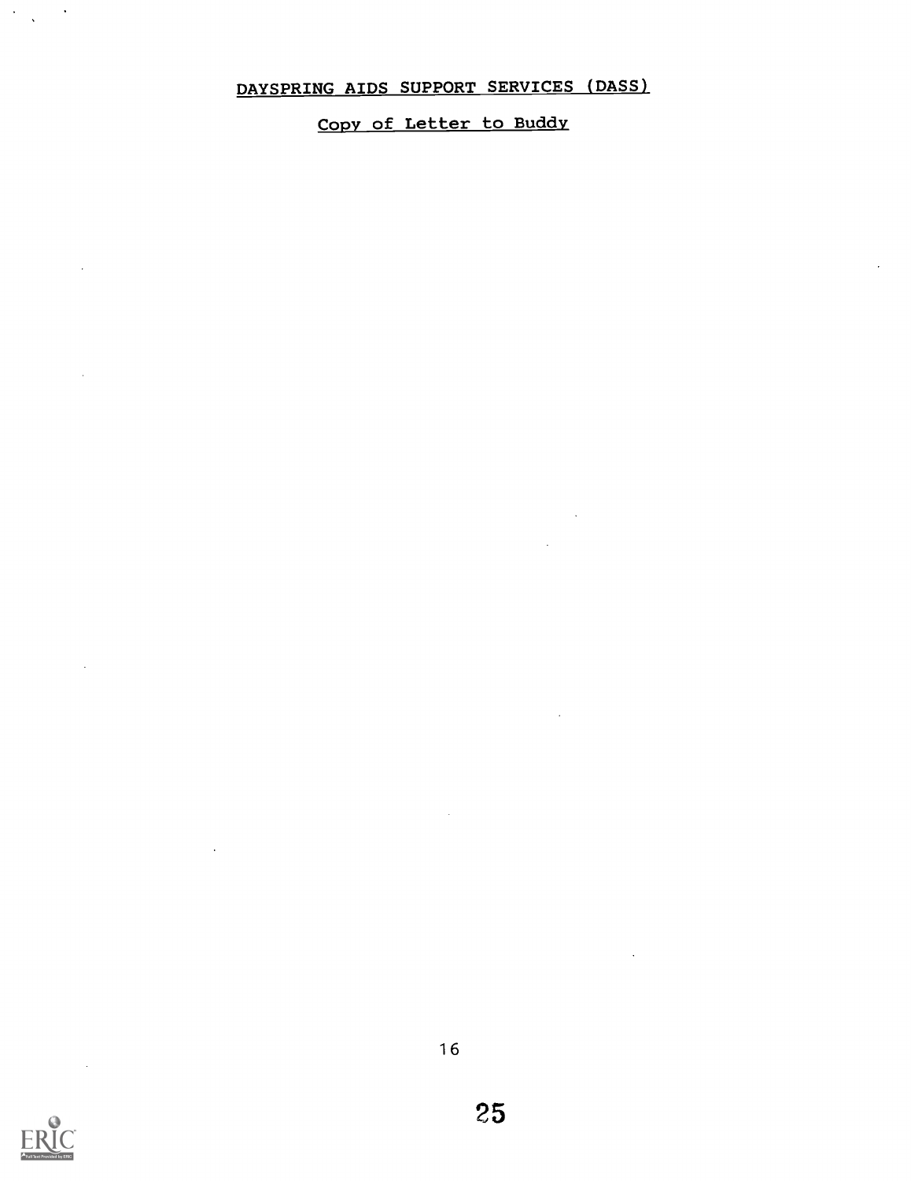## DAYSPRING AIDS SUPPORT SERVICES (DASS)

### Copy of Letter to Buddy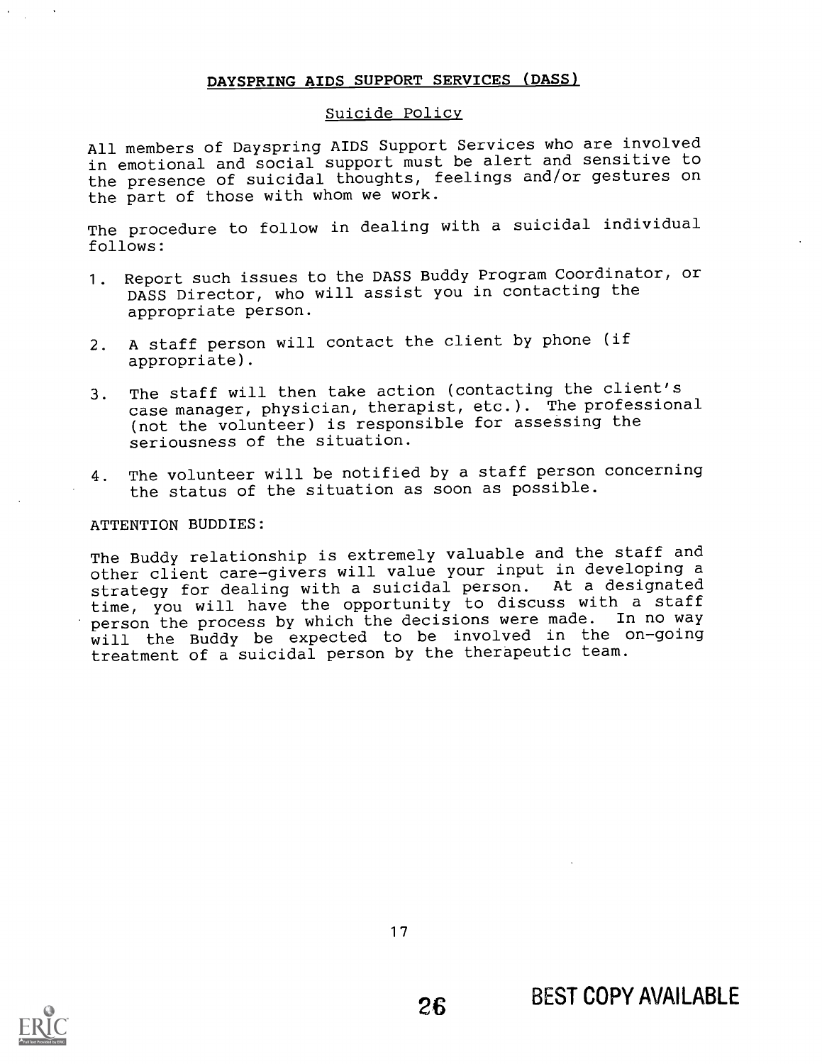## DAYSPRING AIDS SUPPORT SERVICES (DASS)

### Suicide Policy

All members of Dayspring AIDS Support Services who are involved in emotional and social support must be alert and sensitive to the presence of suicidal thoughts, feelings and/or gestures on the part of those with whom we work.

The procedure to follow in dealing with a suicidal individual follows:

1. Report such issues to the DASS Buddy Program Coordinator, or DASS Director, who will assist you in contacting the appropriate person.
2. A staff person will contact the client by phone (if appropriate).
3. The staff will then take action (contacting the client's case manager, physician, therapist, etc.). The professional (not the volunteer) is responsible for assessing the seriousness of the situation.
4. The volunteer will be notified by a staff person concerning the status of the situation as soon as possible.

ATTENTION BUDDIES:

The Buddy relationship is extremely valuable and the staff and other client care-givers will value your input in developing a strategy for dealing with a suicidal person. At a designated time, you will have the opportunity to discuss with a staff person the process by which the decisions were made. In no way will the Buddy be expected to be involved in the on-going treatment of a suicidal person by the therapeutic team.

BEST COPY AVAILABLE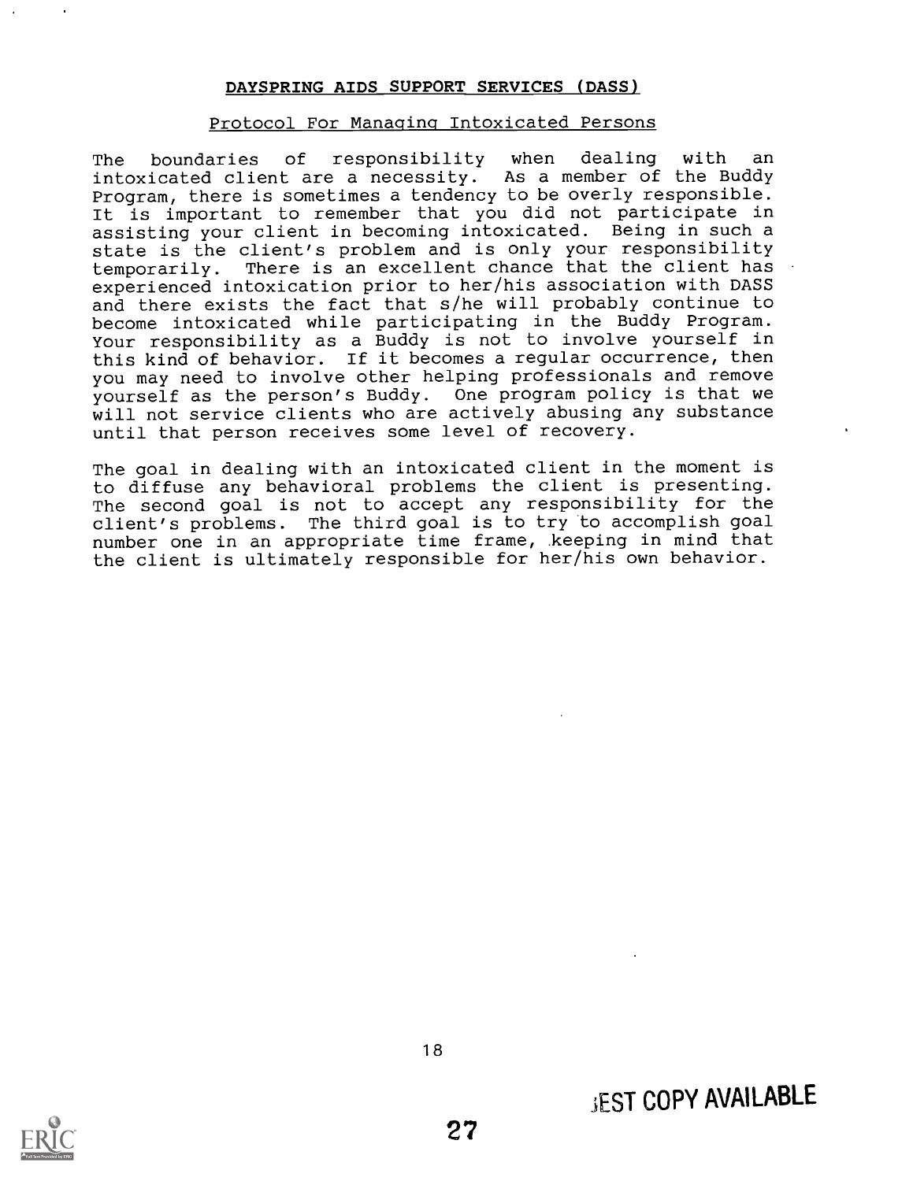## DAYSPRING AIDS SUPPORT SERVICES (DASS)

### Protocol For Managing Intoxicated Persons

The boundaries of responsibility when dealing with an intoxicated client are a necessity. As a member of the Buddy Program, there is sometimes a tendency to be overly responsible. It is important to remember that you did not participate in assisting your client in becoming intoxicated. Being in such a state is the client's problem and is only your responsibility temporarily. There is an excellent chance that the client has experienced intoxication prior to her/his association with DASS and there exists the fact that s/he will probably continue to become intoxicated while participating in the Buddy Program. Your responsibility as a Buddy is not to involve yourself in this kind of behavior. If it becomes a regular occurrence, then you may need to involve other helping professionals and remove yourself as the person's Buddy. One program policy is that we will not service clients who are actively abusing any substance until that person receives some level of recovery.

The goal in dealing with an intoxicated client in the moment is to diffuse any behavioral problems the client is presenting. The second goal is not to accept any responsibility for the client's problems. The third goal is to try to accomplish goal number one in an appropriate time frame, keeping in mind that the client is ultimately responsible for her/his own behavior.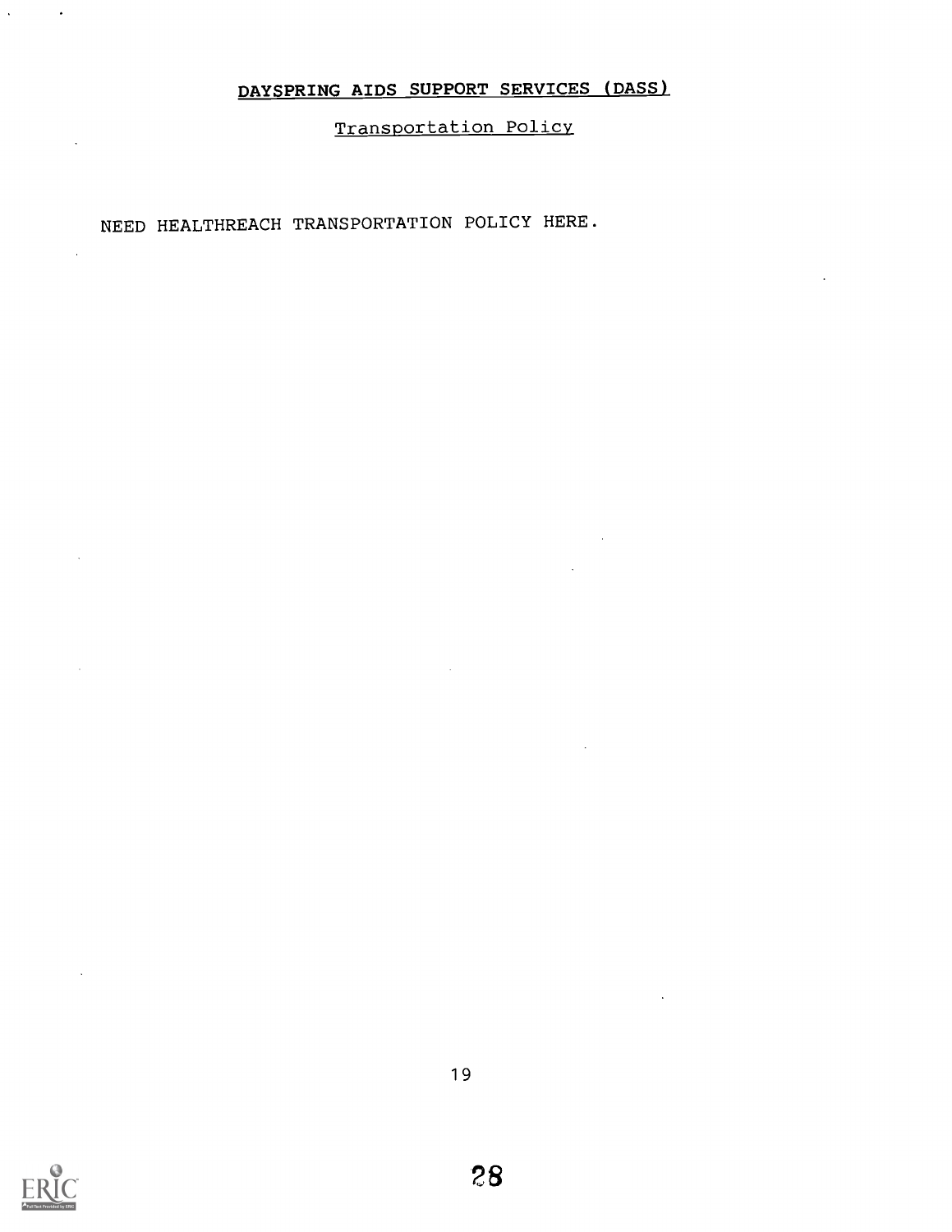# DAYSPRING AIDS SUPPORT SERVICES (DASS)

## Transportation Policy

NEED HEALTHREACH TRANSPORTATION POLICY HERE.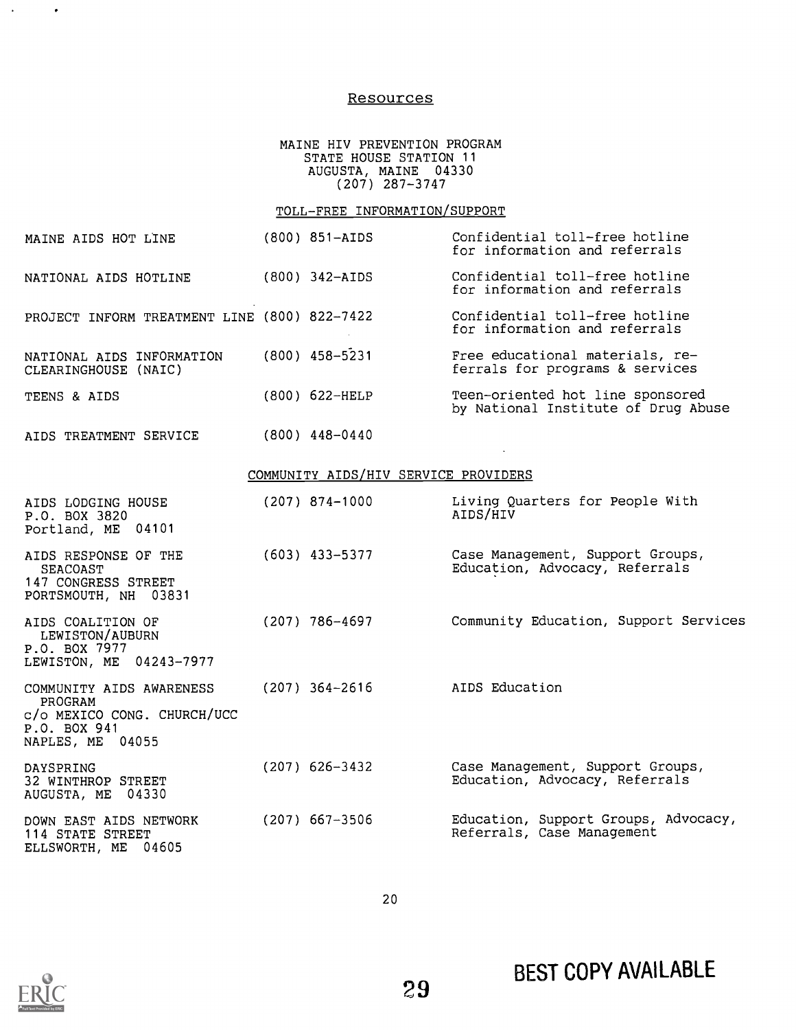# Resources

MAINE HIV PREVENTION PROGRAM
STATE HOUSE STATION 11
AUGUSTA, MAINE 04330
(207) 287-3747

## TOLL-FREE INFORMATION/SUPPORT

| | | |
|---|---|---|
| MAINE AIDS HOT LINE | (800) 851-AIDS | Confidential toll-free hotline for information and referrals |
| NATIONAL AIDS HOTLINE | (800) 342-AIDS | Confidential toll-free hotline for information and referrals |
| PROJECT INFORM TREATMENT LINE | (800) 822-7422 | Confidential toll-free hotline for information and referrals |
| NATIONAL AIDS INFORMATION CLEARINGHOUSE (NAIC) | (800) 458-5231 | Free educational materials, referrals for programs & services |
| TEENS & AIDS | (800) 622-HELP | Teen-oriented hot line sponsored by National Institute of Drug Abuse |
| AIDS TREATMENT SERVICE | (800) 448-0440 | |

## COMMUNITY AIDS/HIV SERVICE PROVIDERS

| | | |
|---|---|---|
| AIDS LODGING HOUSE<br>P.O. BOX 3820<br>Portland, ME 04101 | (207) 874-1000 | Living Quarters for People With AIDS/HIV |
| AIDS RESPONSE OF THE SEACOAST<br>147 CONGRESS STREET<br>PORTSMOUTH, NH 03831 | (603) 433-5377 | Case Management, Support Groups, Education, Advocacy, Referrals |
| AIDS COALITION OF LEWISTON/AUBURN<br>P.O. BOX 7977<br>LEWISTON, ME 04243-7977 | (207) 786-4697 | Community Education, Support Services |
| COMMUNITY AIDS AWARENESS PROGRAM<br>c/o MEXICO CONG. CHURCH/UCC<br>P.O. BOX 941<br>NAPLES, ME 04055 | (207) 364-2616 | AIDS Education |
| DAYSPRING<br>32 WINTHROP STREET<br>AUGUSTA, ME 04330 | (207) 626-3432 | Case Management, Support Groups, Education, Advocacy, Referrals |
| DOWN EAST AIDS NETWORK<br>114 STATE STREET<br>ELLSWORTH, ME 04605 | (207) 667-3506 | Education, Support Groups, Advocacy, Referrals, Case Management |

BEST COPY AVAILABLE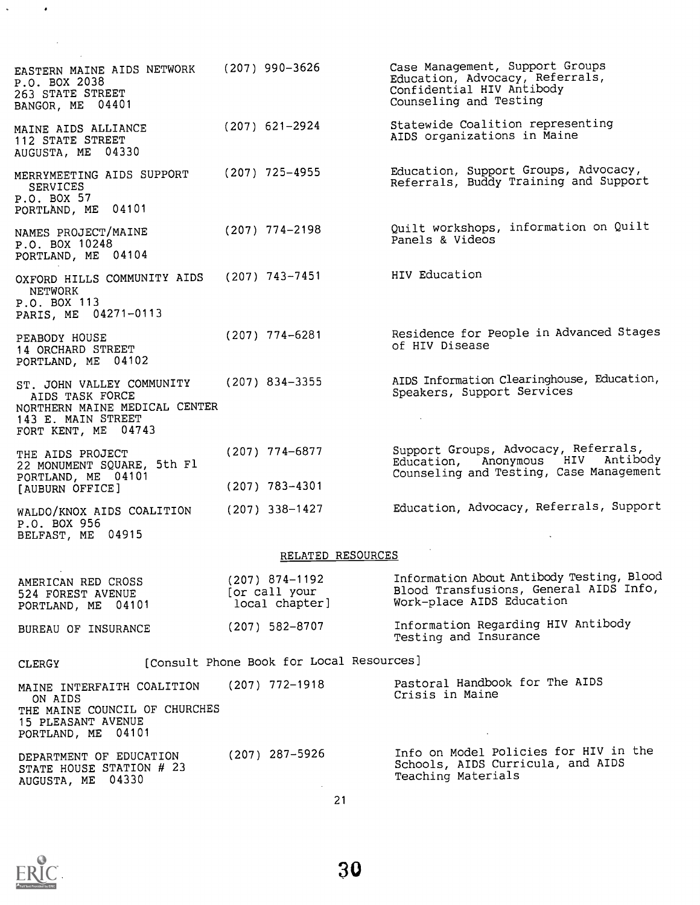| | | |
|---|---|---|
| EASTERN MAINE AIDS NETWORK<br>P.O. BOX 2038<br>263 STATE STREET<br>BANGOR, ME 04401 | (207) 990-3626 | Case Management, Support Groups Education, Advocacy, Referrals, Confidential HIV Antibody Counseling and Testing |
| MAINE AIDS ALLIANCE<br>112 STATE STREET<br>AUGUSTA, ME 04330 | (207) 621-2924 | Statewide Coalition representing AIDS organizations in Maine |
| MERRYMEETING AIDS SUPPORT SERVICES<br>P.O. BOX 57<br>PORTLAND, ME 04101 | (207) 725-4955 | Education, Support Groups, Advocacy, Referrals, Buddy Training and Support |
| NAMES PROJECT/MAINE<br>P.O. BOX 10248<br>PORTLAND, ME 04104 | (207) 774-2198 | Quilt workshops, information on Quilt Panels & Videos |
| OXFORD HILLS COMMUNITY AIDS NETWORK<br>P.O. BOX 113<br>PARIS, ME 04271-0113 | (207) 743-7451 | HIV Education |
| PEABODY HOUSE<br>14 ORCHARD STREET<br>PORTLAND, ME 04102 | (207) 774-6281 | Residence for People in Advanced Stages of HIV Disease |
| ST. JOHN VALLEY COMMUNITY AIDS TASK FORCE<br>NORTHERN MAINE MEDICAL CENTER<br>143 E. MAIN STREET<br>FORT KENT, ME 04743 | (207) 834-3355 | AIDS Information Clearinghouse, Education, Speakers, Support Services |
| THE AIDS PROJECT<br>22 MONUMENT SQUARE, 5th Fl<br>PORTLAND, ME 04101<br>[AUBURN OFFICE] | (207) 774-6877<br><br>(207) 783-4301 | Support Groups, Advocacy, Referrals, Education, Anonymous HIV Antibody Counseling and Testing, Case Management |
| WALDO/KNOX AIDS COALITION<br>P.O. BOX 956<br>BELFAST, ME 04915 | (207) 338-1427 | Education, Advocacy, Referrals, Support |

## RELATED RESOURCES

| | | |
|---|---|---|
| AMERICAN RED CROSS<br>524 FOREST AVENUE<br>PORTLAND, ME 04101 | (207) 874-1192<br>[or call your local chapter] | Information About Antibody Testing, Blood Blood Transfusions, General AIDS Info, Work-place AIDS Education |
| BUREAU OF INSURANCE | (207) 582-8707 | Information Regarding HIV Antibody Testing and Insurance |
| CLERGY | [Consult Phone Book for Local Resources] | |
| MAINE INTERFAITH COALITION ON AIDS<br>THE MAINE COUNCIL OF CHURCHES<br>15 PLEASANT AVENUE<br>PORTLAND, ME 04101 | (207) 772-1918 | Pastoral Handbook for The AIDS Crisis in Maine |
| DEPARTMENT OF EDUCATION<br>STATE HOUSE STATION # 23<br>AUGUSTA, ME 04330 | (207) 287-5926 | Info on Model Policies for HIV in the Schools, AIDS Curricula, and AIDS Teaching Materials |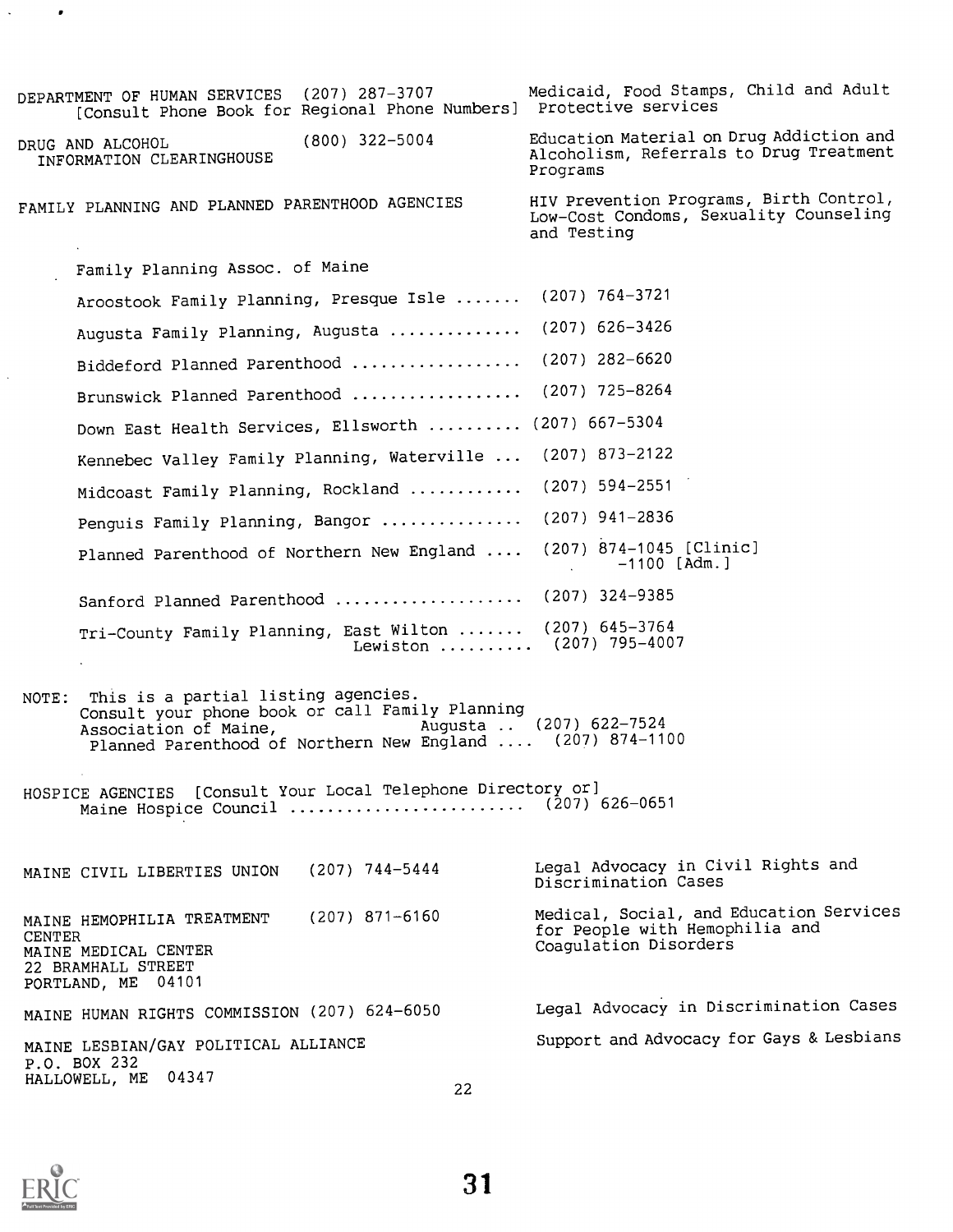DEPARTMENT OF HUMAN SERVICES (207) 287-3707 [Consult Phone Book for Regional Phone Numbers] — Medicaid, Food Stamps, Child and Adult Protective services

DRUG AND ALCOHOL INFORMATION CLEARINGHOUSE (800) 322-5004 — Education Material on Drug Addiction and Alcoholism, Referrals to Drug Treatment Programs

FAMILY PLANNING AND PLANNED PARENTHOOD AGENCIES — HIV Prevention Programs, Birth Control, Low-Cost Condoms, Sexuality Counseling and Testing

Family Planning Assoc. of Maine

- Aroostook Family Planning, Presque Isle ....... (207) 764-3721
- Augusta Family Planning, Augusta ............. (207) 626-3426
- Biddeford Planned Parenthood ................. (207) 282-6620
- Brunswick Planned Parenthood ................. (207) 725-8264
- Down East Health Services, Ellsworth .......... (207) 667-5304
- Kennebec Valley Family Planning, Waterville ... (207) 873-2122
- Midcoast Family Planning, Rockland ........... (207) 594-2551
- Penguis Family Planning, Bangor .............. (207) 941-2836
- Planned Parenthood of Northern New England .... (207) 874-1045 [Clinic] -1100 [Adm.]
- Sanford Planned Parenthood .................... (207) 324-9385
- Tri-County Family Planning, East Wilton ....... (207) 645-3764
  Lewiston .......... (207) 795-4007

NOTE: This is a partial listing agencies. Consult your phone book or call Family Planning Association of Maine, Augusta .. (207) 622-7524
Planned Parenthood of Northern New England .... (207) 874-1100

HOSPICE AGENCIES [Consult Your Local Telephone Directory or]
Maine Hospice Council .......................... (207) 626-0651

MAINE CIVIL LIBERTIES UNION (207) 744-5444 — Legal Advocacy in Civil Rights and Discrimination Cases

MAINE HEMOPHILIA TREATMENT CENTER (207) 871-6160
MAINE MEDICAL CENTER
22 BRAMHALL STREET
PORTLAND, ME 04101
— Medical, Social, and Education Services for People with Hemophilia and Coagulation Disorders

MAINE HUMAN RIGHTS COMMISSION (207) 624-6050 — Legal Advocacy in Discrimination Cases

MAINE LESBIAN/GAY POLITICAL ALLIANCE
P.O. BOX 232
HALLOWELL, ME 04347
— Support and Advocacy for Gays & Lesbians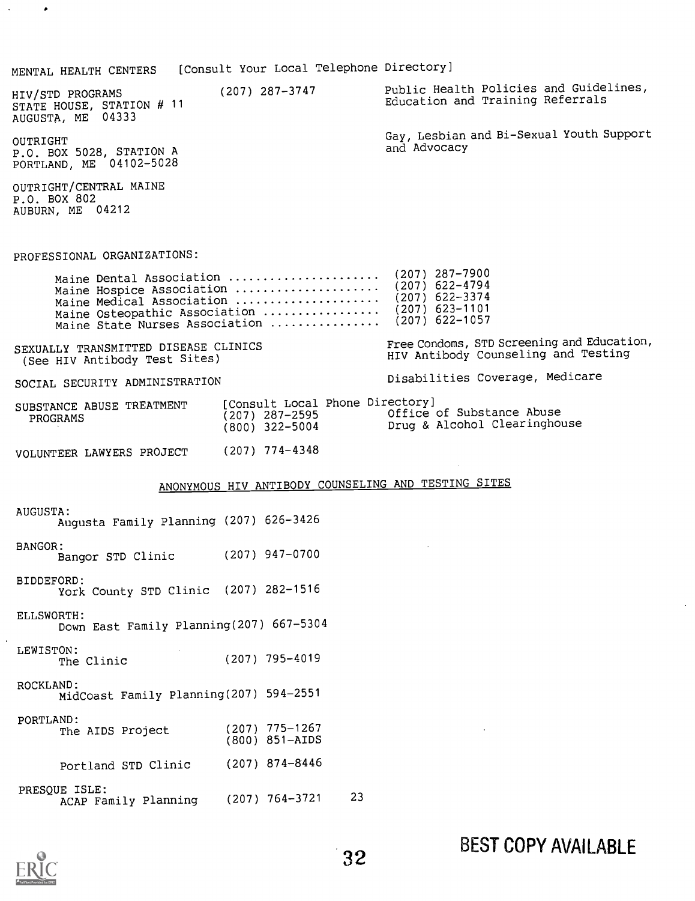MENTAL HEALTH CENTERS [Consult Your Local Telephone Directory]

| | | |
|---|---|---|
| HIV/STD PROGRAMS<br>STATE HOUSE, STATION # 11<br>AUGUSTA, ME 04333 | (207) 287-3747 | Public Health Policies and Guidelines, Education and Training Referrals |
| OUTRIGHT<br>P.O. BOX 5028, STATION A<br>PORTLAND, ME 04102-5028 | | Gay, Lesbian and Bi-Sexual Youth Support and Advocacy |
| OUTRIGHT/CENTRAL MAINE<br>P.O. BOX 802<br>AUBURN, ME 04212 | | |

PROFESSIONAL ORGANIZATIONS:

| | |
|---|---|
| Maine Dental Association | (207) 287-7900 |
| Maine Hospice Association | (207) 622-4794 |
| Maine Medical Association | (207) 622-3374 |
| Maine Osteopathic Association | (207) 623-1101 |
| Maine State Nurses Association | (207) 622-1057 |

| | | |
|---|---|---|
| SEXUALLY TRANSMITTED DISEASE CLINICS (See HIV Antibody Test Sites) | | Free Condoms, STD Screening and Education, HIV Antibody Counseling and Testing |
| SOCIAL SECURITY ADMINISTRATION | | Disabilities Coverage, Medicare |
| SUBSTANCE ABUSE TREATMENT PROGRAMS | [Consult Local Phone Directory]<br>(207) 287-2595<br>(800) 322-5004 | <br>Office of Substance Abuse<br>Drug & Alcohol Clearinghouse |
| VOLUNTEER LAWYERS PROJECT | (207) 774-4348 | |

## ANONYMOUS HIV ANTIBODY COUNSELING AND TESTING SITES

AUGUSTA:
- Augusta Family Planning (207) 626-3426

BANGOR:
- Bangor STD Clinic (207) 947-0700

BIDDEFORD:
- York County STD Clinic (207) 282-1516

ELLSWORTH:
- Down East Family Planning (207) 667-5304

LEWISTON:
- The Clinic (207) 795-4019

ROCKLAND:
- MidCoast Family Planning (207) 594-2551

PORTLAND:
- The AIDS Project (207) 775-1267, (800) 851-AIDS
- Portland STD Clinic (207) 874-8446

PRESQUE ISLE:
- ACAP Family Planning (207) 764-3721

BEST COPY AVAILABLE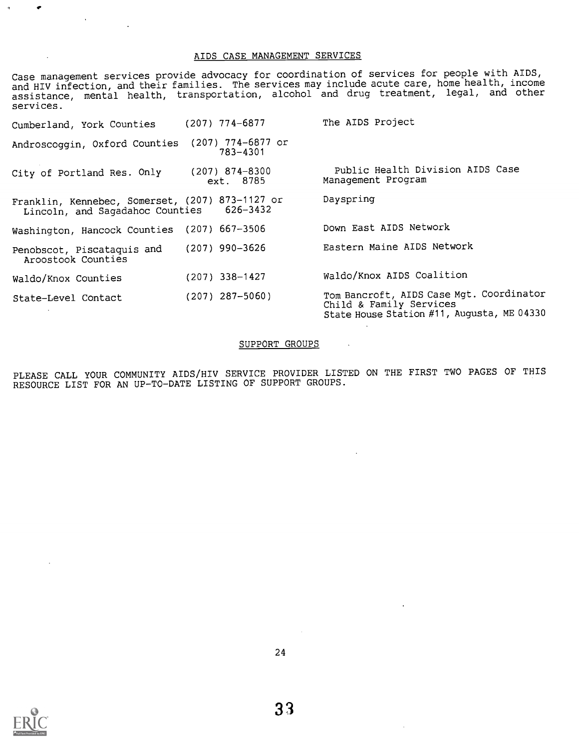## AIDS CASE MANAGEMENT SERVICES

Case management services provide advocacy for coordination of services for people with AIDS, and HIV infection, and their families. The services may include acute care, home health, income assistance, mental health, transportation, alcohol and drug treatment, legal, and other services.

| Area | Phone | Provider |
|---|---|---|
| Cumberland, York Counties | (207) 774-6877 | The AIDS Project |
| Androscoggin, Oxford Counties | (207) 774-6877 or 783-4301 | |
| City of Portland Res. Only | (207) 874-8300 ext. 8785 | Public Health Division AIDS Case Management Program |
| Franklin, Kennebec, Somerset, Lincoln, and Sagadahoc Counties | (207) 873-1127 or 626-3432 | Dayspring |
| Washington, Hancock Counties | (207) 667-3506 | Down East AIDS Network |
| Penobscot, Piscataquis and Aroostook Counties | (207) 990-3626 | Eastern Maine AIDS Network |
| Waldo/Knox Counties | (207) 338-1427 | Waldo/Knox AIDS Coalition |
| State-Level Contact | (207) 287-5060) | Tom Bancroft, AIDS Case Mgt. Coordinator Child & Family Services State House Station #11, Augusta, ME 04330 |

## SUPPORT GROUPS

PLEASE CALL YOUR COMMUNITY AIDS/HIV SERVICE PROVIDER LISTED ON THE FIRST TWO PAGES OF THIS RESOURCE LIST FOR AN UP-TO-DATE LISTING OF SUPPORT GROUPS.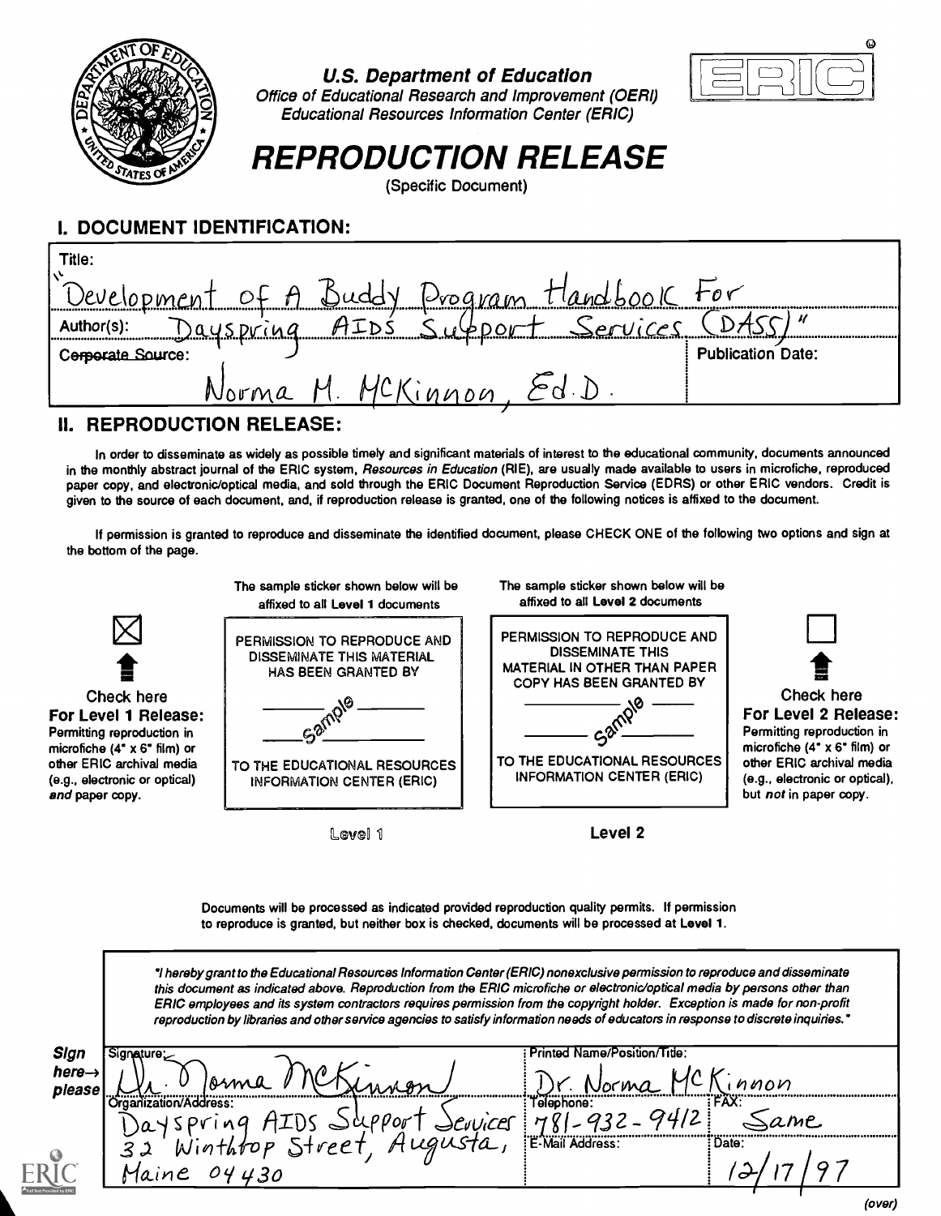U.S. Department of Education
Office of Educational Research and Improvement (OERI)
Educational Resources Information Center (ERIC)

# REPRODUCTION RELEASE

(Specific Document)

## I. DOCUMENT IDENTIFICATION:

Title: "Development of A Buddy Program Handbook For Dayspring AIDS Support Services (DASS)"

Author(s): Norma M. McKinnon, Ed.D.

Corporate Source:

Publication Date:

## II. REPRODUCTION RELEASE:

In order to disseminate as widely as possible timely and significant materials of interest to the educational community, documents announced in the monthly abstract journal of the ERIC system, *Resources in Education* (RIE), are usually made available to users in microfiche, reproduced paper copy, and electronic/optical media, and sold through the ERIC Document Reproduction Service (EDRS) or other ERIC vendors. Credit is given to the source of each document, and, if reproduction release is granted, one of the following notices is affixed to the document.

If permission is granted to reproduce and disseminate the identified document, please CHECK ONE of the following two options and sign at the bottom of the page.

| ☒ **Check here For Level 1 Release:** Permitting reproduction in microfiche (4" x 6" film) or other ERIC archival media (e.g., electronic or optical) *and* paper copy. | The sample sticker shown below will be affixed to all **Level 1** documents<br>PERMISSION TO REPRODUCE AND DISSEMINATE THIS MATERIAL HAS BEEN GRANTED BY<br>sample<br>TO THE EDUCATIONAL RESOURCES INFORMATION CENTER (ERIC)<br>Level 1 | The sample sticker shown below will be affixed to all **Level 2** documents<br>PERMISSION TO REPRODUCE AND DISSEMINATE THIS MATERIAL IN OTHER THAN PAPER COPY HAS BEEN GRANTED BY<br>sample<br>TO THE EDUCATIONAL RESOURCES INFORMATION CENTER (ERIC)<br>Level 2 | ☐ **Check here For Level 2 Release:** Permitting reproduction in microfiche (4" x 6" film) or other ERIC archival media (e.g., electronic or optical), but *not* in paper copy. |
|---|---|---|---|

Documents will be processed as indicated provided reproduction quality permits. If permission to reproduce is granted, but neither box is checked, documents will be processed at Level 1.

*"I hereby grant to the Educational Resources Information Center (ERIC) nonexclusive permission to reproduce and disseminate this document as indicated above. Reproduction from the ERIC microfiche or electronic/optical media by persons other than ERIC employees and its system contractors requires permission from the copyright holder. Exception is made for non-profit reproduction by libraries and other service agencies to satisfy information needs of educators in response to discrete inquiries."*

**Sign here→ please**

| Signature: Dr. Norma McKinnon | Printed Name/Position/Title: Dr. Norma McKinnon | |
|---|---|---|
| Organization/Address: Dayspring AIDS Support Services 32 Winthrop Street, Augusta, Maine 04430 | Telephone: 781-932-9412 | FAX: Same |
| | E-Mail Address: | Date: 12/17/97 |

(over)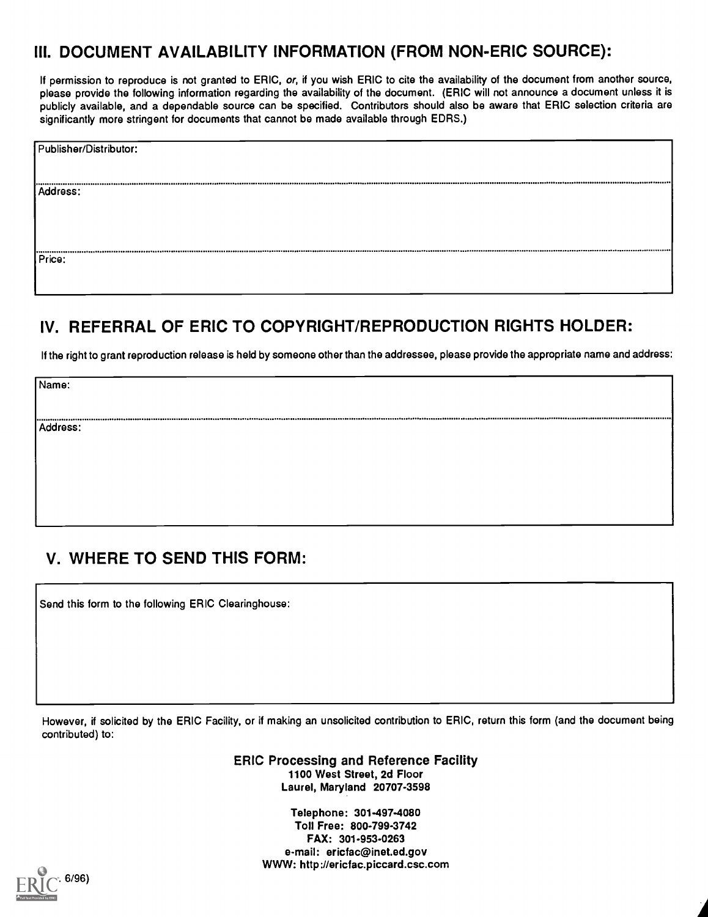## III. DOCUMENT AVAILABILITY INFORMATION (FROM NON-ERIC SOURCE):

If permission to reproduce is not granted to ERIC, *or*, if you wish ERIC to cite the availability of the document from another source, please provide the following information regarding the availability of the document. (ERIC will not announce a document unless it is publicly available, and a dependable source can be specified. Contributors should also be aware that ERIC selection criteria are significantly more stringent for documents that cannot be made available through EDRS.)

Publisher/Distributor:

Address:

Price:

## IV. REFERRAL OF ERIC TO COPYRIGHT/REPRODUCTION RIGHTS HOLDER:

If the right to grant reproduction release is held by someone other than the addressee, please provide the appropriate name and address:

Name:

Address:

## V. WHERE TO SEND THIS FORM:

Send this form to the following ERIC Clearinghouse:

However, if solicited by the ERIC Facility, or if making an unsolicited contribution to ERIC, return this form (and the document being contributed) to:

**ERIC Processing and Reference Facility**
**1100 West Street, 2d Floor**
**Laurel, Maryland 20707-3598**

**Telephone: 301-497-4080**
**Toll Free: 800-799-3742**
**FAX: 301-953-0263**
**e-mail: ericfac@inet.ed.gov**
**WWW: http://ericfac.piccard.csc.com**

(Rev. 6/96)